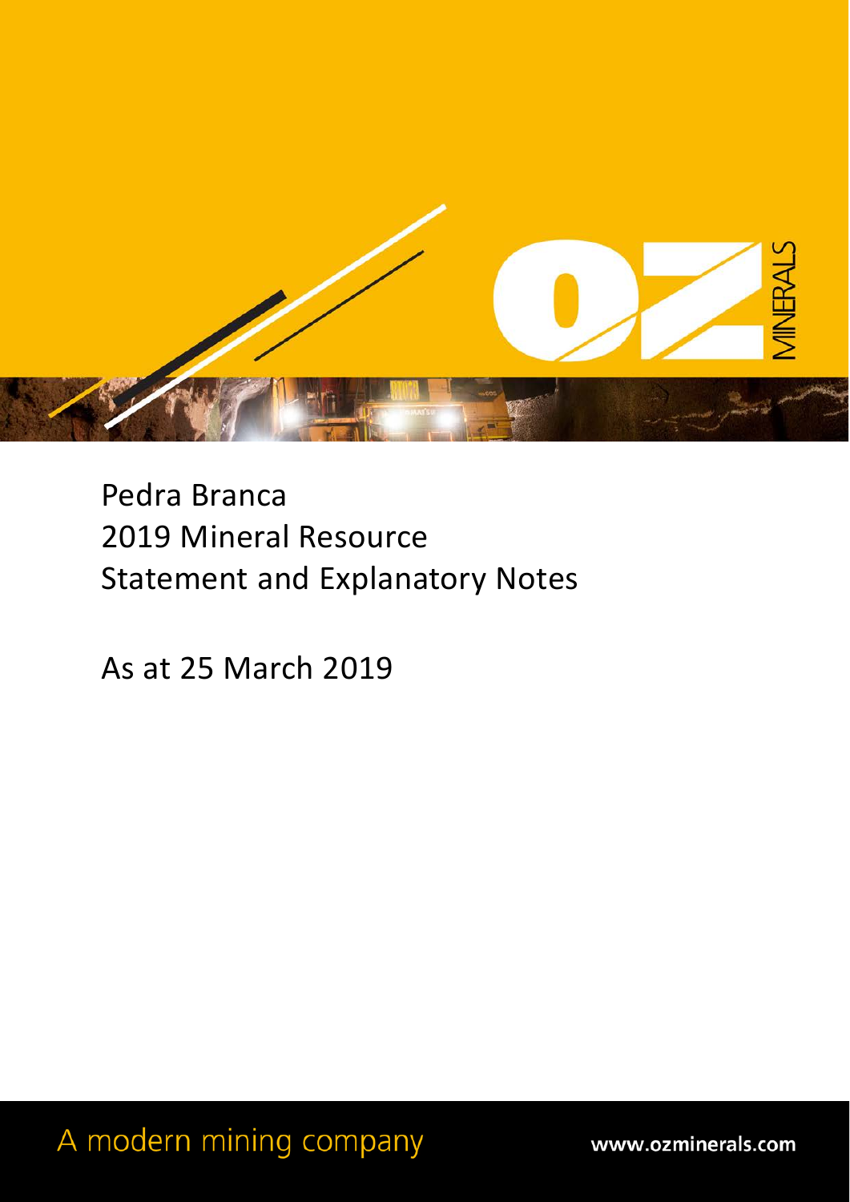# Pedra Branca 2019 Mineral Resource Statement and Explanatory Notes

As at 25 March 2019

A modern mining company

www.ozminerals.com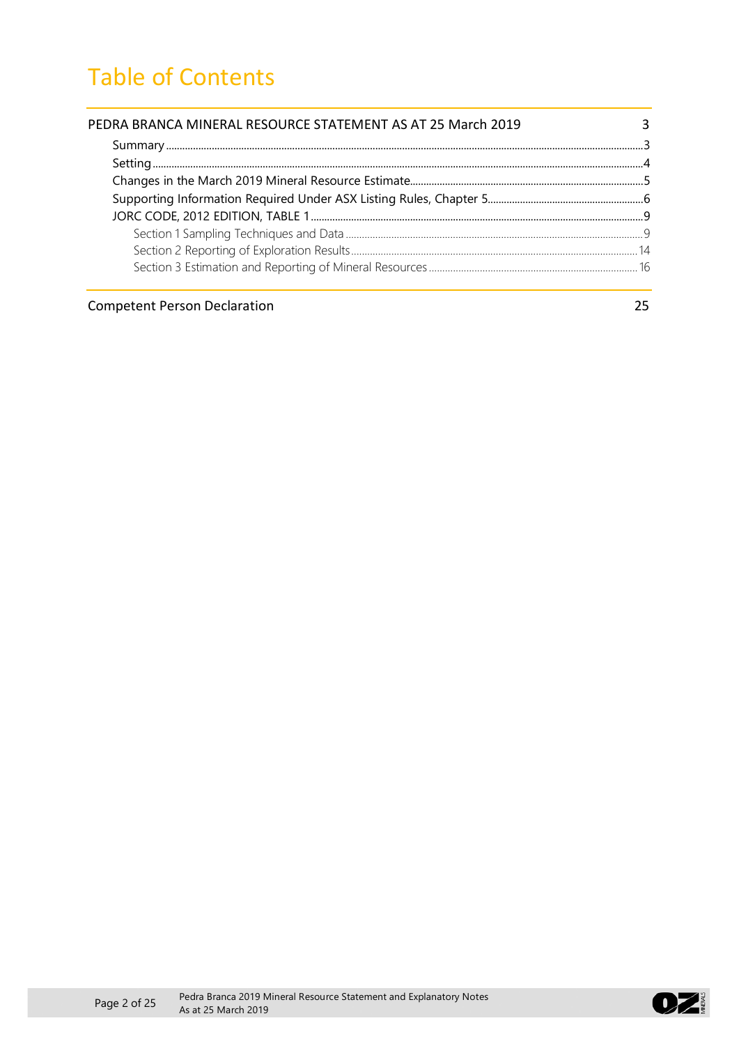# Table of Contents

| | |
|---|---|
| PEDRA BRANCA MINERAL RESOURCE STATEMENT AS AT 25 March 2019 | 3 |
| Summary | 3 |
| Setting | 4 |
| Changes in the March 2019 Mineral Resource Estimate | 5 |
| Supporting Information Required Under ASX Listing Rules, Chapter 5 | 6 |
| JORC CODE, 2012 EDITION, TABLE 1 | 9 |
| Section 1 Sampling Techniques and Data | 9 |
| Section 2 Reporting of Exploration Results | 14 |
| Section 3 Estimation and Reporting of Mineral Resources | 16 |
| Competent Person Declaration | 25 |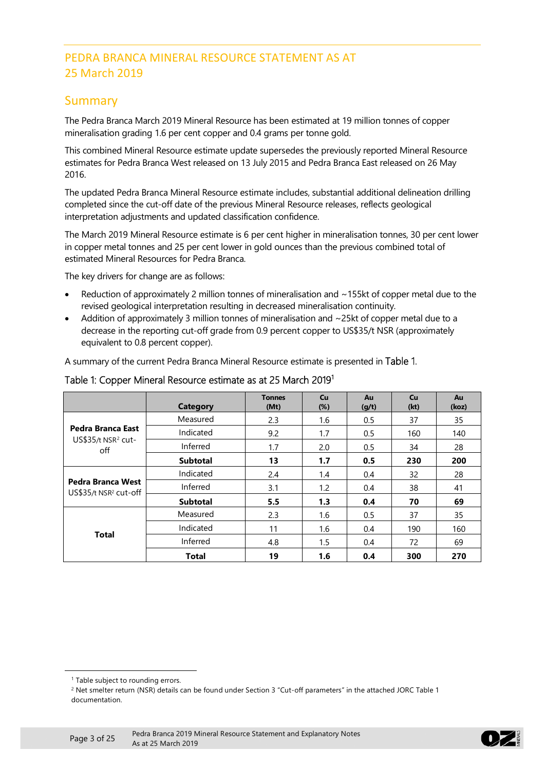# PEDRA BRANCA MINERAL RESOURCE STATEMENT AS AT 25 March 2019

## Summary

The Pedra Branca March 2019 Mineral Resource has been estimated at 19 million tonnes of copper mineralisation grading 1.6 per cent copper and 0.4 grams per tonne gold.

This combined Mineral Resource estimate update supersedes the previously reported Mineral Resource estimates for Pedra Branca West released on 13 July 2015 and Pedra Branca East released on 26 May 2016.

The updated Pedra Branca Mineral Resource estimate includes, substantial additional delineation drilling completed since the cut-off date of the previous Mineral Resource releases, reflects geological interpretation adjustments and updated classification confidence.

The March 2019 Mineral Resource estimate is 6 per cent higher in mineralisation tonnes, 30 per cent lower in copper metal tonnes and 25 per cent lower in gold ounces than the previous combined total of estimated Mineral Resources for Pedra Branca.

The key drivers for change are as follows:

- Reduction of approximately 2 million tonnes of mineralisation and ~155kt of copper metal due to the revised geological interpretation resulting in decreased mineralisation continuity.
- Addition of approximately 3 million tonnes of mineralisation and ~25kt of copper metal due to a decrease in the reporting cut-off grade from 0.9 percent copper to US$35/t NSR (approximately equivalent to 0.8 percent copper).

A summary of the current Pedra Branca Mineral Resource estimate is presented in Table 1.

Table 1: Copper Mineral Resource estimate as at 25 March 2019[1]

| | Category | Tonnes (Mt) | Cu (%) | Au (g/t) | Cu (kt) | Au (koz) |
|---|---|---|---|---|---|---|
| **Pedra Branca East** US$35/t NSR[2] cut-off | Measured | 2.3 | 1.6 | 0.5 | 37 | 35 |
| | Indicated | 9.2 | 1.7 | 0.5 | 160 | 140 |
| | Inferred | 1.7 | 2.0 | 0.5 | 34 | 28 |
| | **Subtotal** | **13** | **1.7** | **0.5** | **230** | **200** |
| **Pedra Branca West** US$35/t NSR[2] cut-off | Indicated | 2.4 | 1.4 | 0.4 | 32 | 28 |
| | Inferred | 3.1 | 1.2 | 0.4 | 38 | 41 |
| | **Subtotal** | **5.5** | **1.3** | **0.4** | **70** | **69** |
| **Total** | Measured | 2.3 | 1.6 | 0.5 | 37 | 35 |
| | Indicated | 11 | 1.6 | 0.4 | 190 | 160 |
| | Inferred | 4.8 | 1.5 | 0.4 | 72 | 69 |
| | **Total** | **19** | **1.6** | **0.4** | **300** | **270** |

[1] Table subject to rounding errors.

[2] Net smelter return (NSR) details can be found under Section 3 "Cut-off parameters" in the attached JORC Table 1 documentation.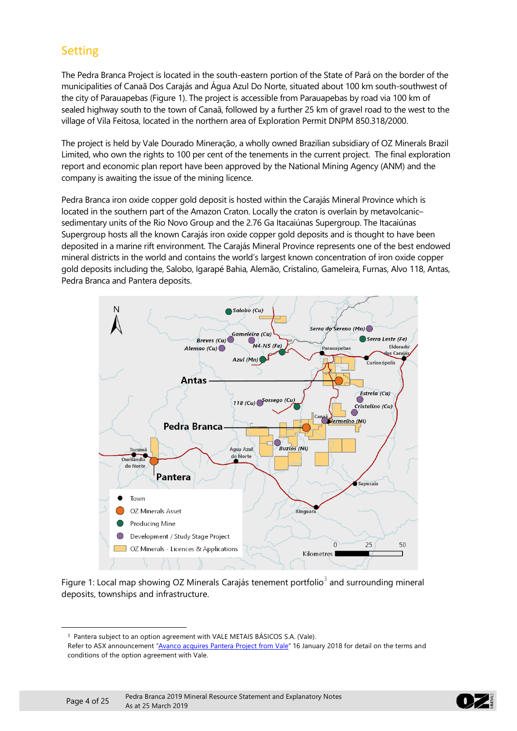## Setting

The Pedra Branca Project is located in the south-eastern portion of the State of Pará on the border of the municipalities of Canaã Dos Carajás and Água Azul Do Norte, situated about 100 km south-southwest of the city of Parauapebas (Figure 1). The project is accessible from Parauapebas by road via 100 km of sealed highway south to the town of Canaã, followed by a further 25 km of gravel road to the west to the village of Vila Feitosa, located in the northern area of Exploration Permit DNPM 850.318/2000.

The project is held by Vale Dourado Mineração, a wholly owned Brazilian subsidiary of OZ Minerals Brazil Limited, who own the rights to 100 per cent of the tenements in the current project. The final exploration report and economic plan report have been approved by the National Mining Agency (ANM) and the company is awaiting the issue of the mining licence.

Pedra Branca iron oxide copper gold deposit is hosted within the Carajás Mineral Province which is located in the southern part of the Amazon Craton. Locally the craton is overlain by metavolcanic–sedimentary units of the Rio Novo Group and the 2.76 Ga Itacaiúnas Supergroup. The Itacaiúnas Supergroup hosts all the known Carajás iron oxide copper gold deposits and is thought to have been deposited in a marine rift environment. The Carajás Mineral Province represents one of the best endowed mineral districts in the world and contains the world's largest known concentration of iron oxide copper gold deposits including the, Salobo, Igarapé Bahia, Alemão, Cristalino, Gameleira, Furnas, Alvo 118, Antas, Pedra Branca and Pantera deposits.

Figure 1: Local map showing OZ Minerals Carajás tenement portfolio[3] and surrounding mineral deposits, townships and infrastructure.

---

[3] Pantera subject to an option agreement with VALE METAIS BÁSICOS S.A. (Vale).
Refer to ASX announcement "Avanco acquires Pantera Project from Vale" 16 January 2018 for detail on the terms and conditions of the option agreement with Vale.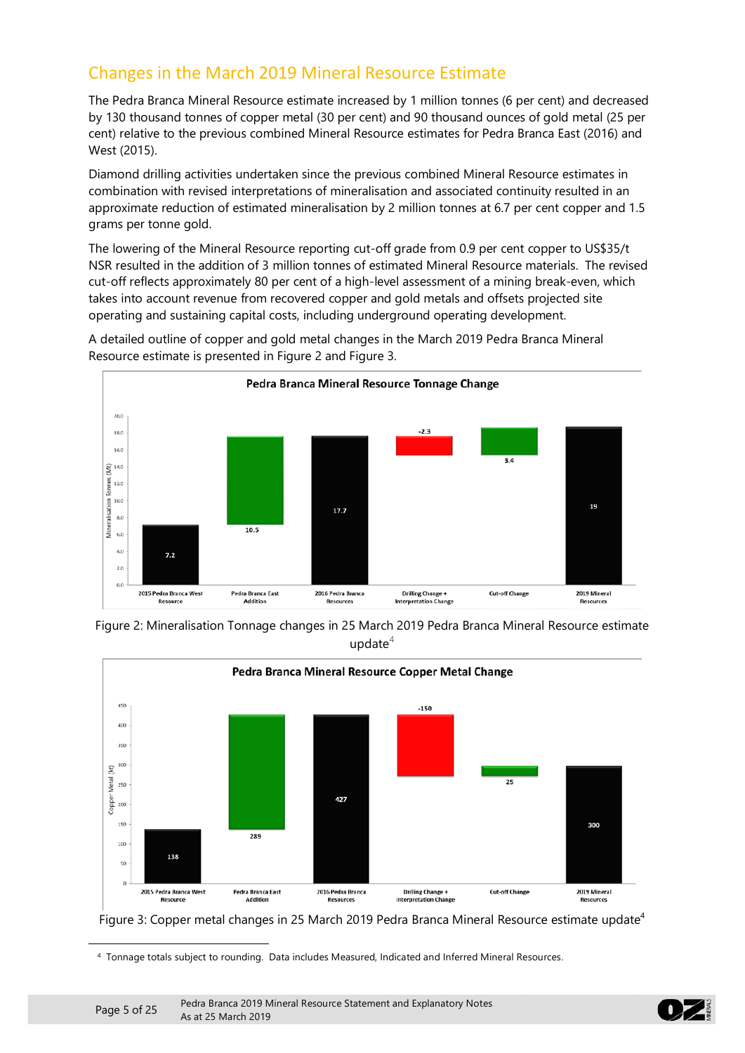## Changes in the March 2019 Mineral Resource Estimate

The Pedra Branca Mineral Resource estimate increased by 1 million tonnes (6 per cent) and decreased by 130 thousand tonnes of copper metal (30 per cent) and 90 thousand ounces of gold metal (25 per cent) relative to the previous combined Mineral Resource estimates for Pedra Branca East (2016) and West (2015).

Diamond drilling activities undertaken since the previous combined Mineral Resource estimates in combination with revised interpretations of mineralisation and associated continuity resulted in an approximate reduction of estimated mineralisation by 2 million tonnes at 6.7 per cent copper and 1.5 grams per tonne gold.

The lowering of the Mineral Resource reporting cut-off grade from 0.9 per cent copper to US$35/t NSR resulted in the addition of 3 million tonnes of estimated Mineral Resource materials. The revised cut-off reflects approximately 80 per cent of a high-level assessment of a mining break-even, which takes into account revenue from recovered copper and gold metals and offsets projected site operating and sustaining capital costs, including underground operating development.

A detailed outline of copper and gold metal changes in the March 2019 Pedra Branca Mineral Resource estimate is presented in Figure 2 and Figure 3.

**Pedra Branca Mineral Resource Tonnage Change**

| | Mineralisation Tonnes (Mt) |
|---|---|
| 2015 Pedra Branca West Resource | 7.2 |
| Pedra Branca East Addition | 10.5 |
| 2016 Pedra Branca Resources | 17.7 |
| Drilling Change + Interpretation Change | -2.3 |
| Cut-off Change | 3.4 |
| 2019 Mineral Resources | 19 |

Figure 2: Mineralisation Tonnage changes in 25 March 2019 Pedra Branca Mineral Resource estimate update[4]

**Pedra Branca Mineral Resource Copper Metal Change**

| | Copper Metal (kt) |
|---|---|
| 2015 Pedra Branca West Resource | 138 |
| Pedra Branca East Addition | 289 |
| 2016 Pedra Branca Resources | 427 |
| Drilling Change + Interpretation Change | -150 |
| Cut-off Change | 25 |
| 2019 Mineral Resources | 300 |

Figure 3: Copper metal changes in 25 March 2019 Pedra Branca Mineral Resource estimate update[4]

[4] Tonnage totals subject to rounding. Data includes Measured, Indicated and Inferred Mineral Resources.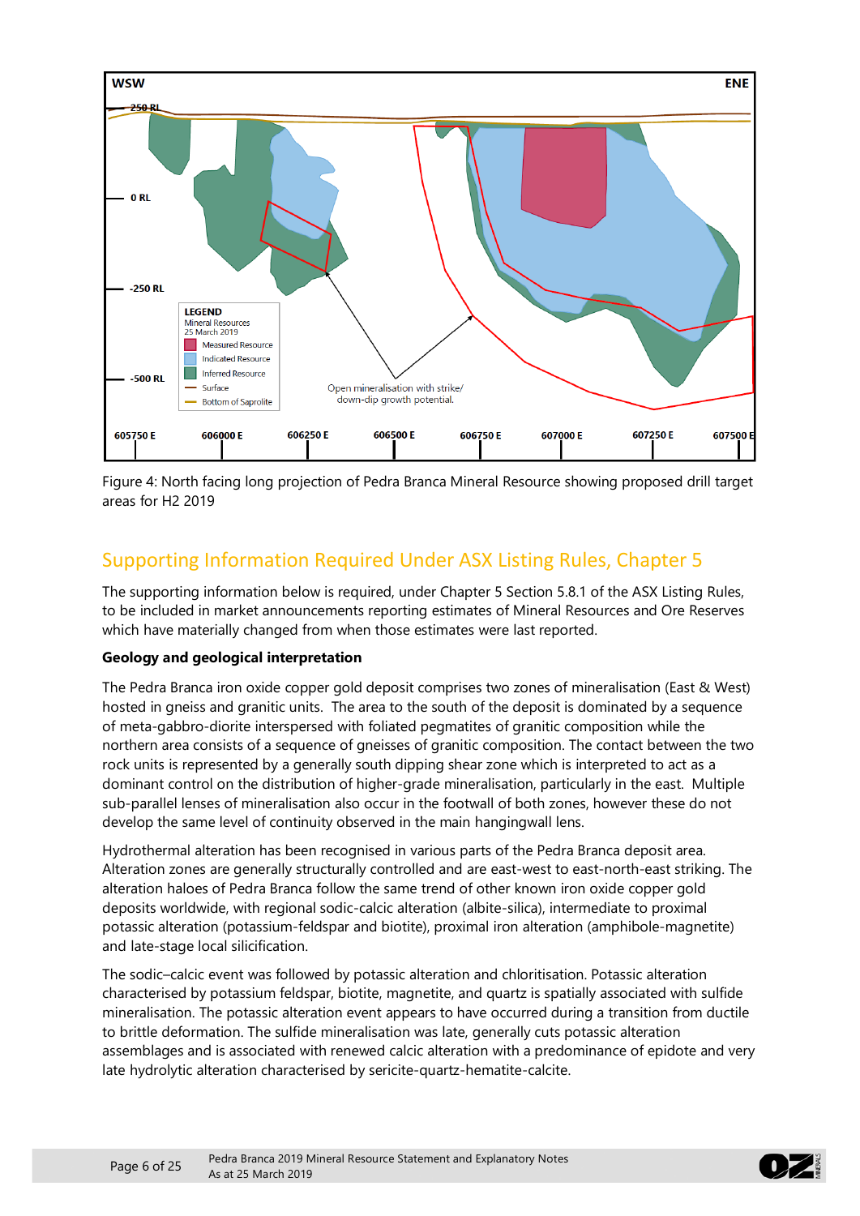Figure 4: North facing long projection of Pedra Branca Mineral Resource showing proposed drill target areas for H2 2019

## Supporting Information Required Under ASX Listing Rules, Chapter 5

The supporting information below is required, under Chapter 5 Section 5.8.1 of the ASX Listing Rules, to be included in market announcements reporting estimates of Mineral Resources and Ore Reserves which have materially changed from when those estimates were last reported.

**Geology and geological interpretation**

The Pedra Branca iron oxide copper gold deposit comprises two zones of mineralisation (East & West) hosted in gneiss and granitic units. The area to the south of the deposit is dominated by a sequence of meta-gabbro-diorite interspersed with foliated pegmatites of granitic composition while the northern area consists of a sequence of gneisses of granitic composition. The contact between the two rock units is represented by a generally south dipping shear zone which is interpreted to act as a dominant control on the distribution of higher-grade mineralisation, particularly in the east. Multiple sub-parallel lenses of mineralisation also occur in the footwall of both zones, however these do not develop the same level of continuity observed in the main hangingwall lens.

Hydrothermal alteration has been recognised in various parts of the Pedra Branca deposit area. Alteration zones are generally structurally controlled and are east-west to east-north-east striking. The alteration haloes of Pedra Branca follow the same trend of other known iron oxide copper gold deposits worldwide, with regional sodic-calcic alteration (albite-silica), intermediate to proximal potassic alteration (potassium-feldspar and biotite), proximal iron alteration (amphibole-magnetite) and late-stage local silicification.

The sodic–calcic event was followed by potassic alteration and chloritisation. Potassic alteration characterised by potassium feldspar, biotite, magnetite, and quartz is spatially associated with sulfide mineralisation. The potassic alteration event appears to have occurred during a transition from ductile to brittle deformation. The sulfide mineralisation was late, generally cuts potassic alteration assemblages and is associated with renewed calcic alteration with a predominance of epidote and very late hydrolytic alteration characterised by sericite-quartz-hematite-calcite.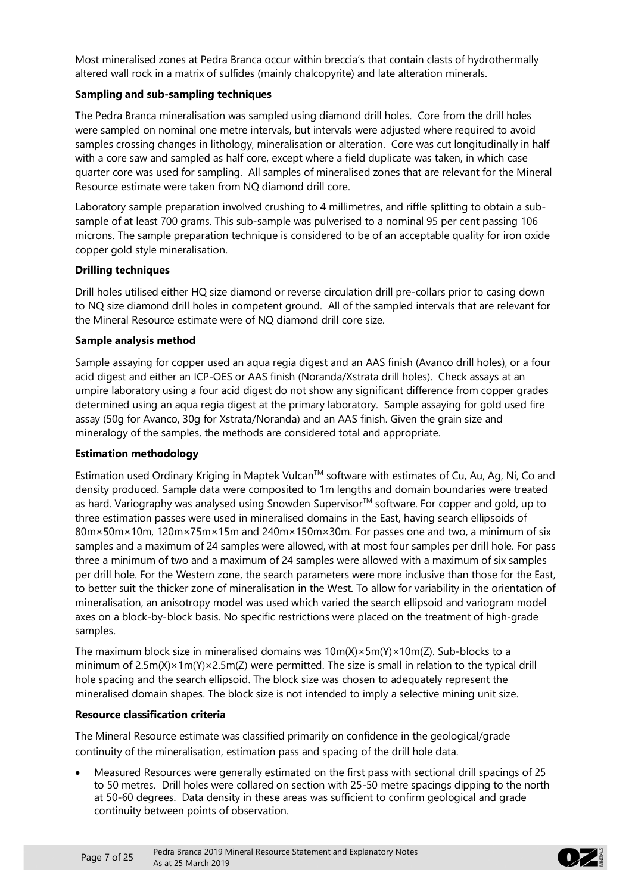Most mineralised zones at Pedra Branca occur within breccia's that contain clasts of hydrothermally altered wall rock in a matrix of sulfides (mainly chalcopyrite) and late alteration minerals.

**Sampling and sub-sampling techniques**

The Pedra Branca mineralisation was sampled using diamond drill holes. Core from the drill holes were sampled on nominal one metre intervals, but intervals were adjusted where required to avoid samples crossing changes in lithology, mineralisation or alteration. Core was cut longitudinally in half with a core saw and sampled as half core, except where a field duplicate was taken, in which case quarter core was used for sampling. All samples of mineralised zones that are relevant for the Mineral Resource estimate were taken from NQ diamond drill core.

Laboratory sample preparation involved crushing to 4 millimetres, and riffle splitting to obtain a sub-sample of at least 700 grams. This sub-sample was pulverised to a nominal 95 per cent passing 106 microns. The sample preparation technique is considered to be of an acceptable quality for iron oxide copper gold style mineralisation.

**Drilling techniques**

Drill holes utilised either HQ size diamond or reverse circulation drill pre-collars prior to casing down to NQ size diamond drill holes in competent ground. All of the sampled intervals that are relevant for the Mineral Resource estimate were of NQ diamond drill core size.

**Sample analysis method**

Sample assaying for copper used an aqua regia digest and an AAS finish (Avanco drill holes), or a four acid digest and either an ICP-OES or AAS finish (Noranda/Xstrata drill holes). Check assays at an umpire laboratory using a four acid digest do not show any significant difference from copper grades determined using an aqua regia digest at the primary laboratory. Sample assaying for gold used fire assay (50g for Avanco, 30g for Xstrata/Noranda) and an AAS finish. Given the grain size and mineralogy of the samples, the methods are considered total and appropriate.

**Estimation methodology**

Estimation used Ordinary Kriging in Maptek Vulcan™ software with estimates of Cu, Au, Ag, Ni, Co and density produced. Sample data were composited to 1m lengths and domain boundaries were treated as hard. Variography was analysed using Snowden Supervisor™ software. For copper and gold, up to three estimation passes were used in mineralised domains in the East, having search ellipsoids of 80m×50m×10m, 120m×75m×15m and 240m×150m×30m. For passes one and two, a minimum of six samples and a maximum of 24 samples were allowed, with at most four samples per drill hole. For pass three a minimum of two and a maximum of 24 samples were allowed with a maximum of six samples per drill hole. For the Western zone, the search parameters were more inclusive than those for the East, to better suit the thicker zone of mineralisation in the West. To allow for variability in the orientation of mineralisation, an anisotropy model was used which varied the search ellipsoid and variogram model axes on a block-by-block basis. No specific restrictions were placed on the treatment of high-grade samples.

The maximum block size in mineralised domains was 10m(X)×5m(Y)×10m(Z). Sub-blocks to a minimum of 2.5m(X)×1m(Y)×2.5m(Z) were permitted. The size is small in relation to the typical drill hole spacing and the search ellipsoid. The block size was chosen to adequately represent the mineralised domain shapes. The block size is not intended to imply a selective mining unit size.

**Resource classification criteria**

The Mineral Resource estimate was classified primarily on confidence in the geological/grade continuity of the mineralisation, estimation pass and spacing of the drill hole data.

- Measured Resources were generally estimated on the first pass with sectional drill spacings of 25 to 50 metres. Drill holes were collared on section with 25-50 metre spacings dipping to the north at 50-60 degrees. Data density in these areas was sufficient to confirm geological and grade continuity between points of observation.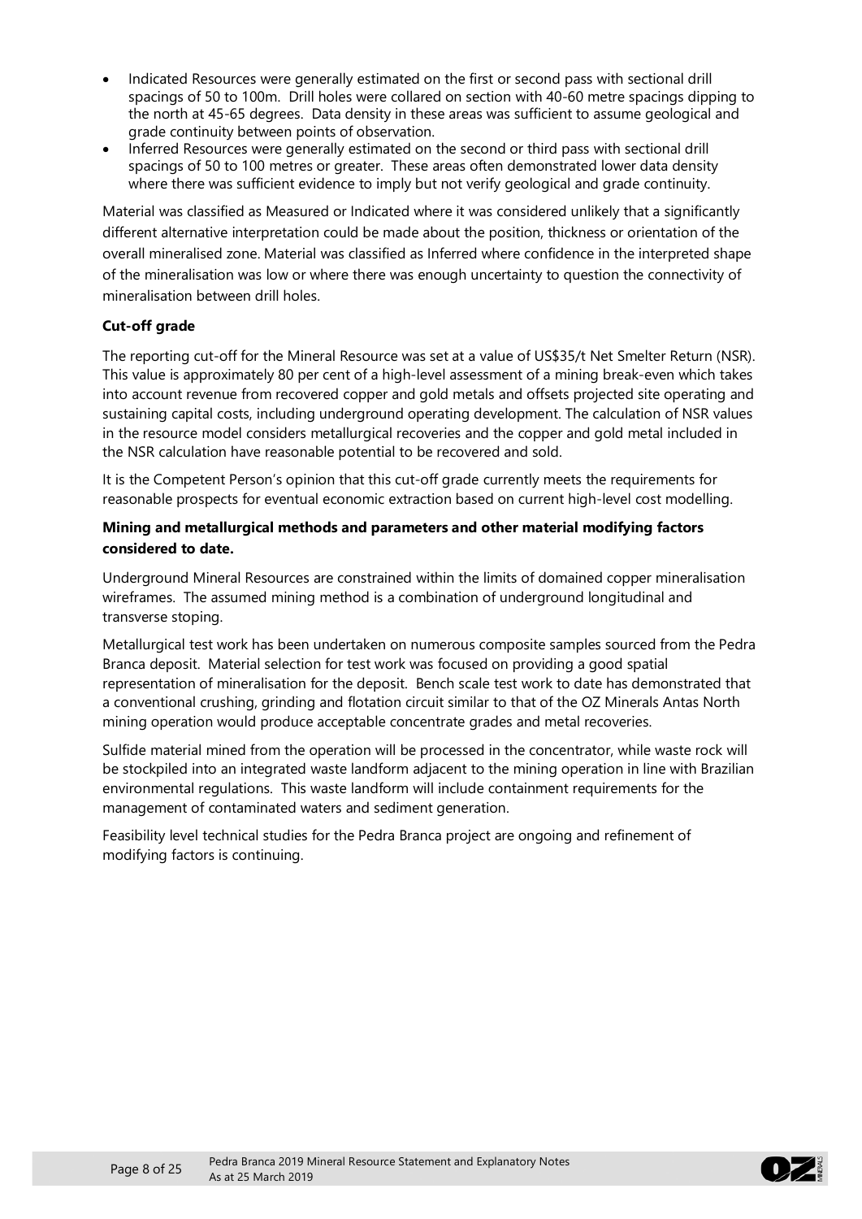- Indicated Resources were generally estimated on the first or second pass with sectional drill spacings of 50 to 100m. Drill holes were collared on section with 40-60 metre spacings dipping to the north at 45-65 degrees. Data density in these areas was sufficient to assume geological and grade continuity between points of observation.
- Inferred Resources were generally estimated on the second or third pass with sectional drill spacings of 50 to 100 metres or greater. These areas often demonstrated lower data density where there was sufficient evidence to imply but not verify geological and grade continuity.

Material was classified as Measured or Indicated where it was considered unlikely that a significantly different alternative interpretation could be made about the position, thickness or orientation of the overall mineralised zone. Material was classified as Inferred where confidence in the interpreted shape of the mineralisation was low or where there was enough uncertainty to question the connectivity of mineralisation between drill holes.

**Cut-off grade**

The reporting cut-off for the Mineral Resource was set at a value of US$35/t Net Smelter Return (NSR). This value is approximately 80 per cent of a high-level assessment of a mining break-even which takes into account revenue from recovered copper and gold metals and offsets projected site operating and sustaining capital costs, including underground operating development. The calculation of NSR values in the resource model considers metallurgical recoveries and the copper and gold metal included in the NSR calculation have reasonable potential to be recovered and sold.

It is the Competent Person's opinion that this cut-off grade currently meets the requirements for reasonable prospects for eventual economic extraction based on current high-level cost modelling.

**Mining and metallurgical methods and parameters and other material modifying factors considered to date.**

Underground Mineral Resources are constrained within the limits of domained copper mineralisation wireframes. The assumed mining method is a combination of underground longitudinal and transverse stoping.

Metallurgical test work has been undertaken on numerous composite samples sourced from the Pedra Branca deposit. Material selection for test work was focused on providing a good spatial representation of mineralisation for the deposit. Bench scale test work to date has demonstrated that a conventional crushing, grinding and flotation circuit similar to that of the OZ Minerals Antas North mining operation would produce acceptable concentrate grades and metal recoveries.

Sulfide material mined from the operation will be processed in the concentrator, while waste rock will be stockpiled into an integrated waste landform adjacent to the mining operation in line with Brazilian environmental regulations. This waste landform will include containment requirements for the management of contaminated waters and sediment generation.

Feasibility level technical studies for the Pedra Branca project are ongoing and refinement of modifying factors is continuing.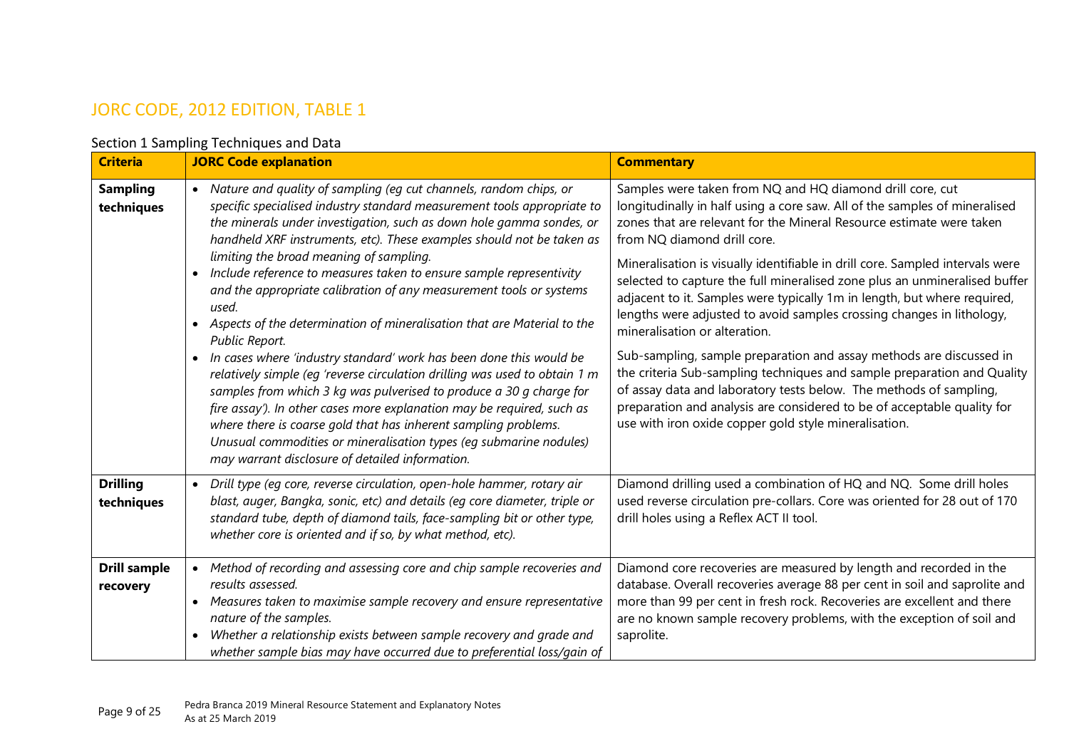## JORC CODE, 2012 EDITION, TABLE 1

### Section 1 Sampling Techniques and Data

| Criteria | JORC Code explanation | Commentary |
|---|---|---|
| **Sampling techniques** | • *Nature and quality of sampling (eg cut channels, random chips, or specific specialised industry standard measurement tools appropriate to the minerals under investigation, such as down hole gamma sondes, or handheld XRF instruments, etc). These examples should not be taken as limiting the broad meaning of sampling.*<br>• *Include reference to measures taken to ensure sample representivity and the appropriate calibration of any measurement tools or systems used.*<br>• *Aspects of the determination of mineralisation that are Material to the Public Report.*<br>• *In cases where 'industry standard' work has been done this would be relatively simple (eg 'reverse circulation drilling was used to obtain 1 m samples from which 3 kg was pulverised to produce a 30 g charge for fire assay'). In other cases more explanation may be required, such as where there is coarse gold that has inherent sampling problems. Unusual commodities or mineralisation types (eg submarine nodules) may warrant disclosure of detailed information.* | Samples were taken from NQ and HQ diamond drill core, cut longitudinally in half using a core saw. All of the samples of mineralised zones that are relevant for the Mineral Resource estimate were taken from NQ diamond drill core.<br><br>Mineralisation is visually identifiable in drill core. Sampled intervals were selected to capture the full mineralised zone plus an unmineralised buffer adjacent to it. Samples were typically 1m in length, but where required, lengths were adjusted to avoid samples crossing changes in lithology, mineralisation or alteration.<br><br>Sub-sampling, sample preparation and assay methods are discussed in the criteria Sub-sampling techniques and sample preparation and Quality of assay data and laboratory tests below. The methods of sampling, preparation and analysis are considered to be of acceptable quality for use with iron oxide copper gold style mineralisation. |
| **Drilling techniques** | • *Drill type (eg core, reverse circulation, open-hole hammer, rotary air blast, auger, Bangka, sonic, etc) and details (eg core diameter, triple or standard tube, depth of diamond tails, face-sampling bit or other type, whether core is oriented and if so, by what method, etc).* | Diamond drilling used a combination of HQ and NQ. Some drill holes used reverse circulation pre-collars. Core was oriented for 28 out of 170 drill holes using a Reflex ACT II tool. |
| **Drill sample recovery** | • *Method of recording and assessing core and chip sample recoveries and results assessed.*<br>• *Measures taken to maximise sample recovery and ensure representative nature of the samples.*<br>• *Whether a relationship exists between sample recovery and grade and whether sample bias may have occurred due to preferential loss/gain of* | Diamond core recoveries are measured by length and recorded in the database. Overall recoveries average 88 per cent in soil and saprolite and more than 99 per cent in fresh rock. Recoveries are excellent and there are no known sample recovery problems, with the exception of soil and saprolite. |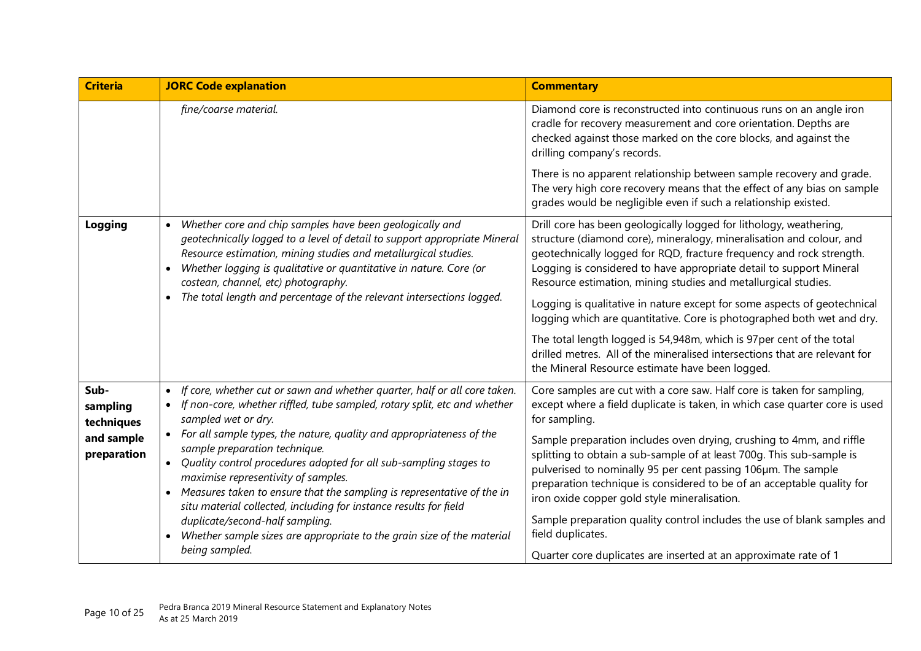| Criteria | JORC Code explanation | Commentary |
|---|---|---|
| | *fine/coarse material.* | Diamond core is reconstructed into continuous runs on an angle iron cradle for recovery measurement and core orientation. Depths are checked against those marked on the core blocks, and against the drilling company's records.<br><br>There is no apparent relationship between sample recovery and grade. The very high core recovery means that the effect of any bias on sample grades would be negligible even if such a relationship existed. |
| **Logging** | • *Whether core and chip samples have been geologically and geotechnically logged to a level of detail to support appropriate Mineral Resource estimation, mining studies and metallurgical studies.*<br>• *Whether logging is qualitative or quantitative in nature. Core (or costean, channel, etc) photography.*<br>• *The total length and percentage of the relevant intersections logged.* | Drill core has been geologically logged for lithology, weathering, structure (diamond core), mineralogy, mineralisation and colour, and geotechnically logged for RQD, fracture frequency and rock strength. Logging is considered to have appropriate detail to support Mineral Resource estimation, mining studies and metallurgical studies.<br><br>Logging is qualitative in nature except for some aspects of geotechnical logging which are quantitative. Core is photographed both wet and dry.<br><br>The total length logged is 54,948m, which is 97per cent of the total drilled metres. All of the mineralised intersections that are relevant for the Mineral Resource estimate have been logged. |
| **Sub-sampling techniques and sample preparation** | • *If core, whether cut or sawn and whether quarter, half or all core taken.*<br>• *If non-core, whether riffled, tube sampled, rotary split, etc and whether sampled wet or dry.*<br>• *For all sample types, the nature, quality and appropriateness of the sample preparation technique.*<br>• *Quality control procedures adopted for all sub-sampling stages to maximise representivity of samples.*<br>• *Measures taken to ensure that the sampling is representative of the in situ material collected, including for instance results for field duplicate/second-half sampling.*<br>• *Whether sample sizes are appropriate to the grain size of the material being sampled.* | Core samples are cut with a core saw. Half core is taken for sampling, except where a field duplicate is taken, in which case quarter core is used for sampling.<br><br>Sample preparation includes oven drying, crushing to 4mm, and riffle splitting to obtain a sub-sample of at least 700g. This sub-sample is pulverised to nominally 95 per cent passing 106µm. The sample preparation technique is considered to be of an acceptable quality for iron oxide copper gold style mineralisation.<br><br>Sample preparation quality control includes the use of blank samples and field duplicates.<br><br>Quarter core duplicates are inserted at an approximate rate of 1 |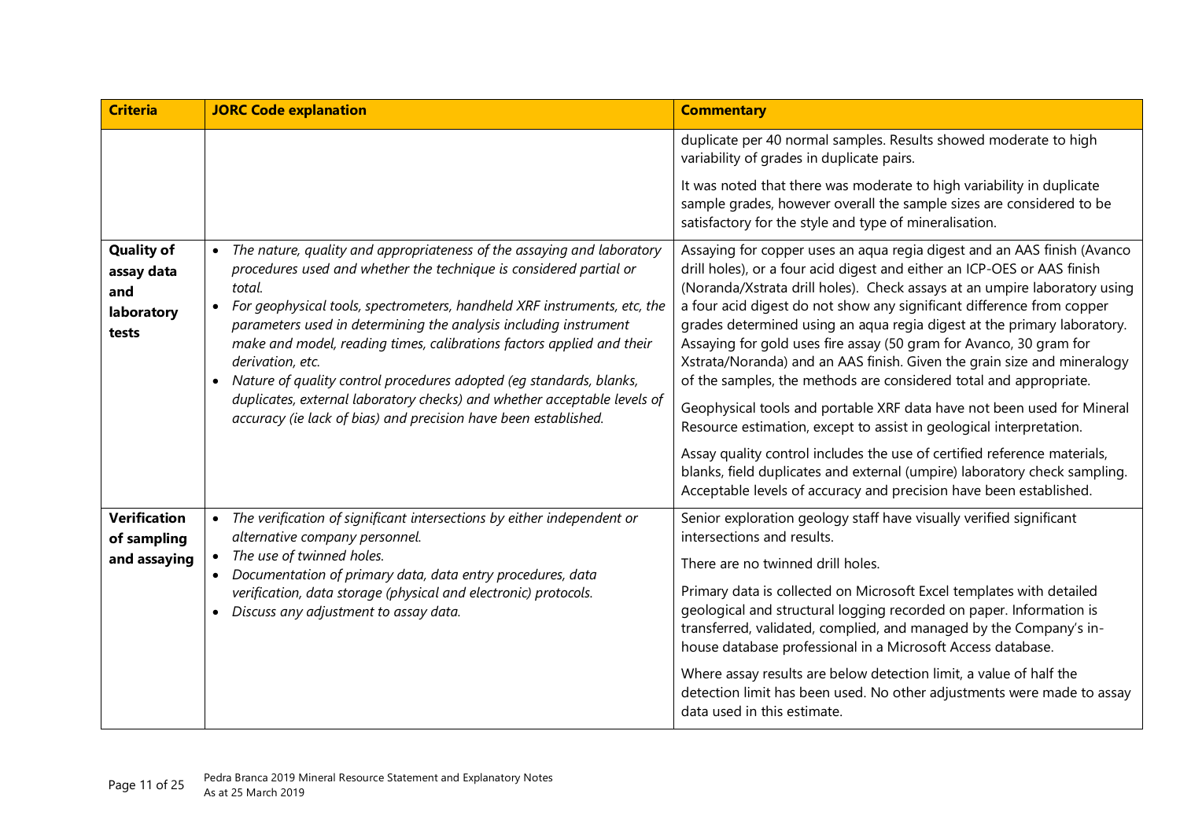| Criteria | JORC Code explanation | Commentary |
| --- | --- | --- |
| | | duplicate per 40 normal samples. Results showed moderate to high variability of grades in duplicate pairs.<br><br>It was noted that there was moderate to high variability in duplicate sample grades, however overall the sample sizes are considered to be satisfactory for the style and type of mineralisation. |
| **Quality of assay data and laboratory tests** | • *The nature, quality and appropriateness of the assaying and laboratory procedures used and whether the technique is considered partial or total.*<br>• *For geophysical tools, spectrometers, handheld XRF instruments, etc, the parameters used in determining the analysis including instrument make and model, reading times, calibrations factors applied and their derivation, etc.*<br>• *Nature of quality control procedures adopted (eg standards, blanks, duplicates, external laboratory checks) and whether acceptable levels of accuracy (ie lack of bias) and precision have been established.* | Assaying for copper uses an aqua regia digest and an AAS finish (Avanco drill holes), or a four acid digest and either an ICP-OES or AAS finish (Noranda/Xstrata drill holes). Check assays at an umpire laboratory using a four acid digest do not show any significant difference from copper grades determined using an aqua regia digest at the primary laboratory. Assaying for gold uses fire assay (50 gram for Avanco, 30 gram for Xstrata/Noranda) and an AAS finish. Given the grain size and mineralogy of the samples, the methods are considered total and appropriate.<br><br>Geophysical tools and portable XRF data have not been used for Mineral Resource estimation, except to assist in geological interpretation.<br><br>Assay quality control includes the use of certified reference materials, blanks, field duplicates and external (umpire) laboratory check sampling. Acceptable levels of accuracy and precision have been established. |
| **Verification of sampling and assaying** | • *The verification of significant intersections by either independent or alternative company personnel.*<br>• *The use of twinned holes.*<br>• *Documentation of primary data, data entry procedures, data verification, data storage (physical and electronic) protocols.*<br>• *Discuss any adjustment to assay data.* | Senior exploration geology staff have visually verified significant intersections and results.<br><br>There are no twinned drill holes.<br><br>Primary data is collected on Microsoft Excel templates with detailed geological and structural logging recorded on paper. Information is transferred, validated, complied, and managed by the Company's in-house database professional in a Microsoft Access database.<br><br>Where assay results are below detection limit, a value of half the detection limit has been used. No other adjustments were made to assay data used in this estimate. |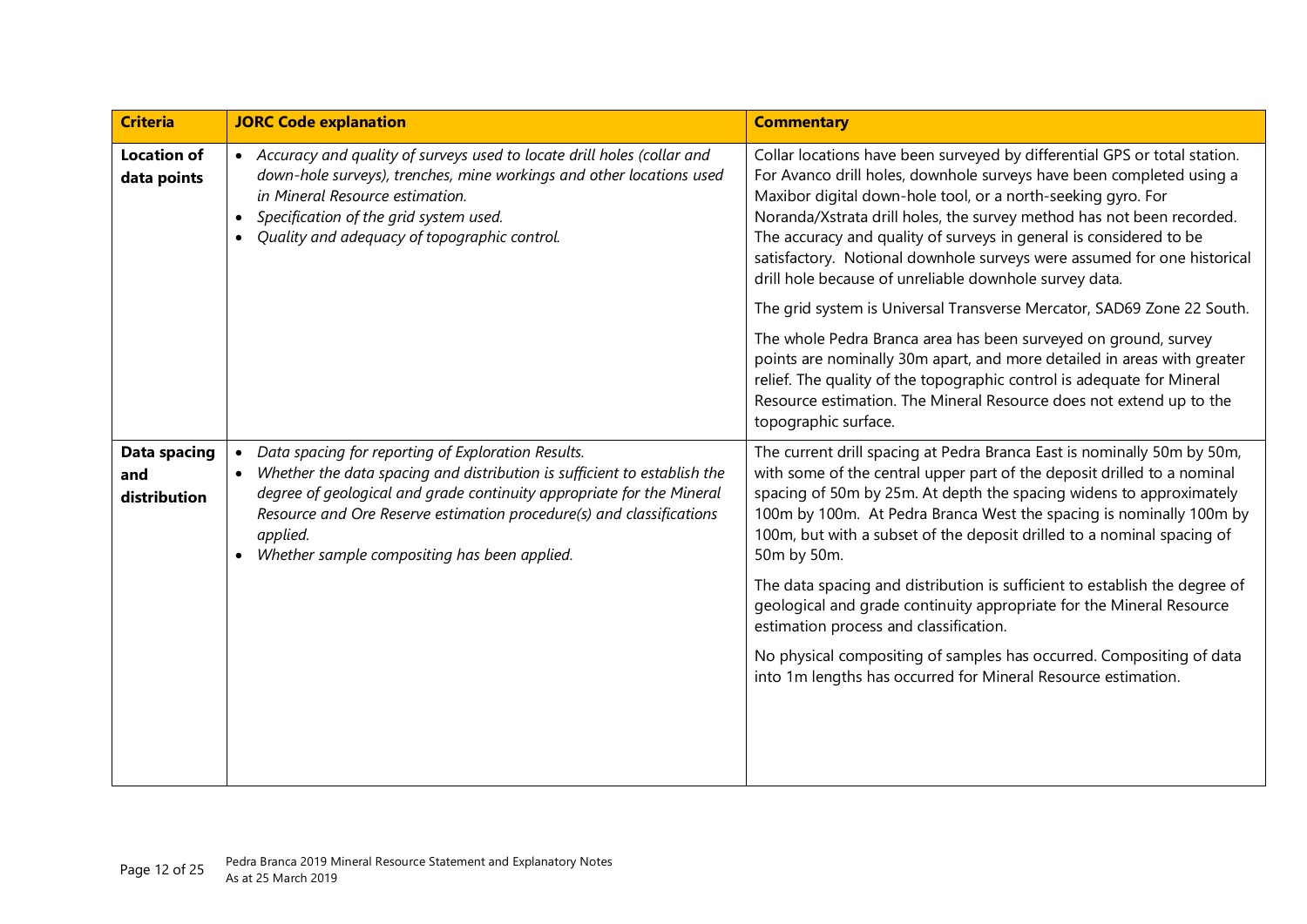| Criteria | JORC Code explanation | Commentary |
|---|---|---|
| **Location of data points** | • *Accuracy and quality of surveys used to locate drill holes (collar and down-hole surveys), trenches, mine workings and other locations used in Mineral Resource estimation.*<br>• *Specification of the grid system used.*<br>• *Quality and adequacy of topographic control.* | Collar locations have been surveyed by differential GPS or total station. For Avanco drill holes, downhole surveys have been completed using a Maxibor digital down-hole tool, or a north-seeking gyro. For Noranda/Xstrata drill holes, the survey method has not been recorded. The accuracy and quality of surveys in general is considered to be satisfactory. Notional downhole surveys were assumed for one historical drill hole because of unreliable downhole survey data.<br><br>The grid system is Universal Transverse Mercator, SAD69 Zone 22 South.<br><br>The whole Pedra Branca area has been surveyed on ground, survey points are nominally 30m apart, and more detailed in areas with greater relief. The quality of the topographic control is adequate for Mineral Resource estimation. The Mineral Resource does not extend up to the topographic surface. |
| **Data spacing and distribution** | • *Data spacing for reporting of Exploration Results.*<br>• *Whether the data spacing and distribution is sufficient to establish the degree of geological and grade continuity appropriate for the Mineral Resource and Ore Reserve estimation procedure(s) and classifications applied.*<br>• *Whether sample compositing has been applied.* | The current drill spacing at Pedra Branca East is nominally 50m by 50m, with some of the central upper part of the deposit drilled to a nominal spacing of 50m by 25m. At depth the spacing widens to approximately 100m by 100m. At Pedra Branca West the spacing is nominally 100m by 100m, but with a subset of the deposit drilled to a nominal spacing of 50m by 50m.<br><br>The data spacing and distribution is sufficient to establish the degree of geological and grade continuity appropriate for the Mineral Resource estimation process and classification.<br><br>No physical compositing of samples has occurred. Compositing of data into 1m lengths has occurred for Mineral Resource estimation. |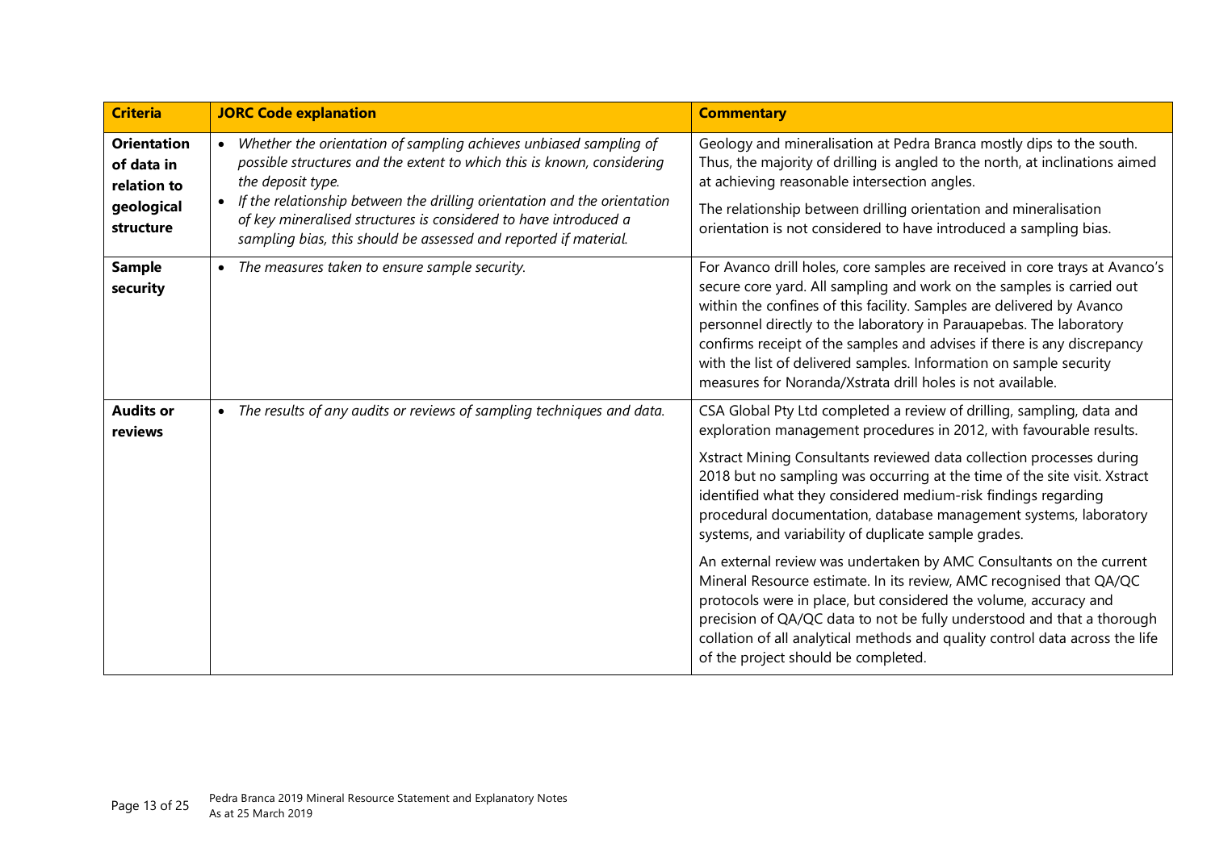| Criteria | JORC Code explanation | Commentary |
|---|---|---|
| **Orientation of data in relation to geological structure** | • *Whether the orientation of sampling achieves unbiased sampling of possible structures and the extent to which this is known, considering the deposit type.*<br>• *If the relationship between the drilling orientation and the orientation of key mineralised structures is considered to have introduced a sampling bias, this should be assessed and reported if material.* | Geology and mineralisation at Pedra Branca mostly dips to the south. Thus, the majority of drilling is angled to the north, at inclinations aimed at achieving reasonable intersection angles.<br><br>The relationship between drilling orientation and mineralisation orientation is not considered to have introduced a sampling bias. |
| **Sample security** | • *The measures taken to ensure sample security.* | For Avanco drill holes, core samples are received in core trays at Avanco's secure core yard. All sampling and work on the samples is carried out within the confines of this facility. Samples are delivered by Avanco personnel directly to the laboratory in Parauapebas. The laboratory confirms receipt of the samples and advises if there is any discrepancy with the list of delivered samples. Information on sample security measures for Noranda/Xstrata drill holes is not available. |
| **Audits or reviews** | • *The results of any audits or reviews of sampling techniques and data.* | CSA Global Pty Ltd completed a review of drilling, sampling, data and exploration management procedures in 2012, with favourable results.<br><br>Xstract Mining Consultants reviewed data collection processes during 2018 but no sampling was occurring at the time of the site visit. Xstract identified what they considered medium-risk findings regarding procedural documentation, database management systems, laboratory systems, and variability of duplicate sample grades.<br><br>An external review was undertaken by AMC Consultants on the current Mineral Resource estimate. In its review, AMC recognised that QA/QC protocols were in place, but considered the volume, accuracy and precision of QA/QC data to not be fully understood and that a thorough collation of all analytical methods and quality control data across the life of the project should be completed. |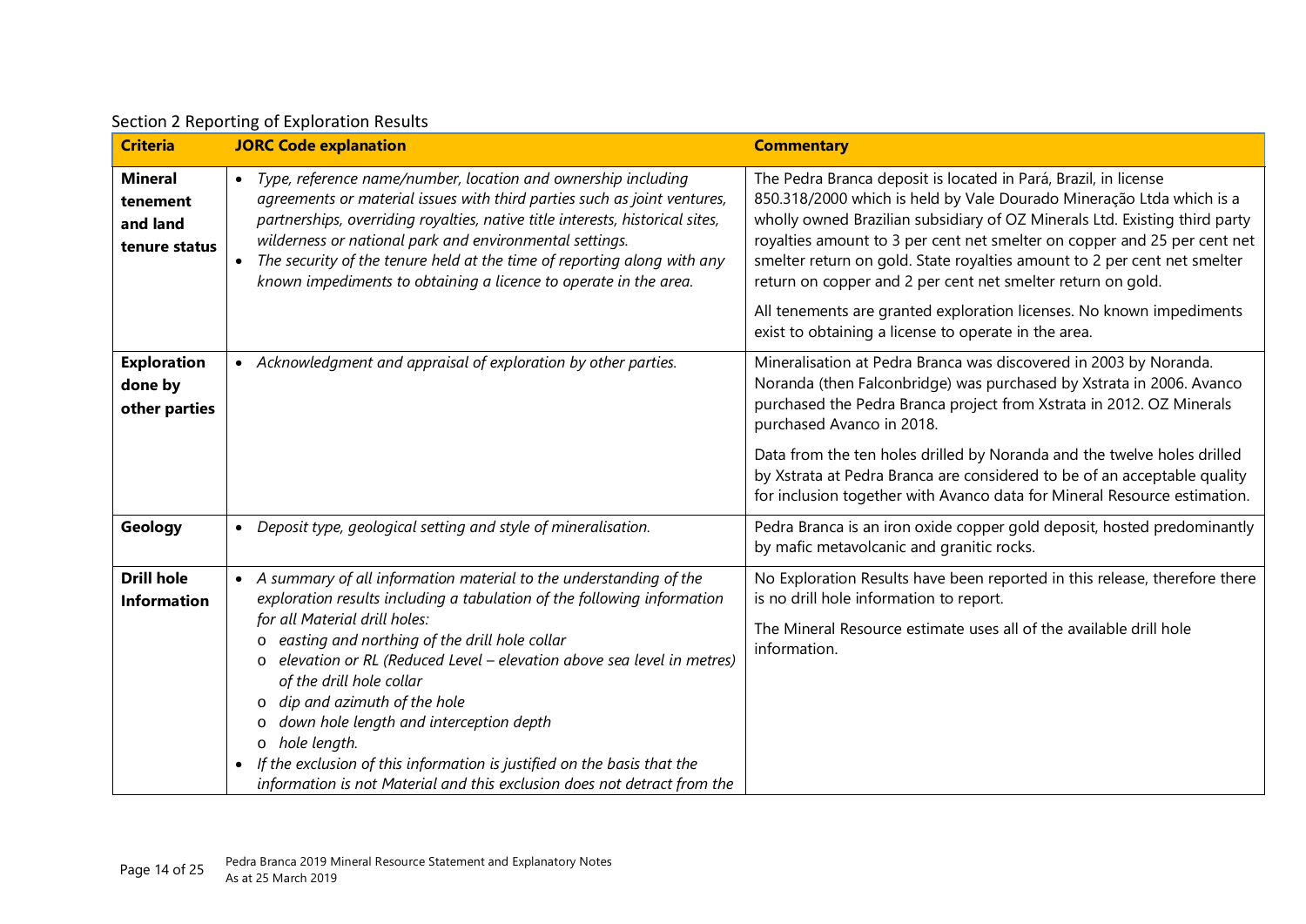Section 2 Reporting of Exploration Results

| Criteria | JORC Code explanation | Commentary |
|---|---|---|
| **Mineral tenement and land tenure status** | • *Type, reference name/number, location and ownership including agreements or material issues with third parties such as joint ventures, partnerships, overriding royalties, native title interests, historical sites, wilderness or national park and environmental settings.*<br>• *The security of the tenure held at the time of reporting along with any known impediments to obtaining a licence to operate in the area.* | The Pedra Branca deposit is located in Pará, Brazil, in license 850.318/2000 which is held by Vale Dourado Mineração Ltda which is a wholly owned Brazilian subsidiary of OZ Minerals Ltd. Existing third party royalties amount to 3 per cent net smelter on copper and 25 per cent net smelter return on gold. State royalties amount to 2 per cent net smelter return on copper and 2 per cent net smelter return on gold.<br><br>All tenements are granted exploration licenses. No known impediments exist to obtaining a license to operate in the area. |
| **Exploration done by other parties** | • *Acknowledgment and appraisal of exploration by other parties.* | Mineralisation at Pedra Branca was discovered in 2003 by Noranda. Noranda (then Falconbridge) was purchased by Xstrata in 2006. Avanco purchased the Pedra Branca project from Xstrata in 2012. OZ Minerals purchased Avanco in 2018.<br><br>Data from the ten holes drilled by Noranda and the twelve holes drilled by Xstrata at Pedra Branca are considered to be of an acceptable quality for inclusion together with Avanco data for Mineral Resource estimation. |
| **Geology** | • *Deposit type, geological setting and style of mineralisation.* | Pedra Branca is an iron oxide copper gold deposit, hosted predominantly by mafic metavolcanic and granitic rocks. |
| **Drill hole Information** | • *A summary of all information material to the understanding of the exploration results including a tabulation of the following information for all Material drill holes:*<br>o *easting and northing of the drill hole collar*<br>o *elevation or RL (Reduced Level – elevation above sea level in metres) of the drill hole collar*<br>o *dip and azimuth of the hole*<br>o *down hole length and interception depth*<br>o *hole length.*<br>• *If the exclusion of this information is justified on the basis that the information is not Material and this exclusion does not detract from the* | No Exploration Results have been reported in this release, therefore there is no drill hole information to report.<br><br>The Mineral Resource estimate uses all of the available drill hole information. |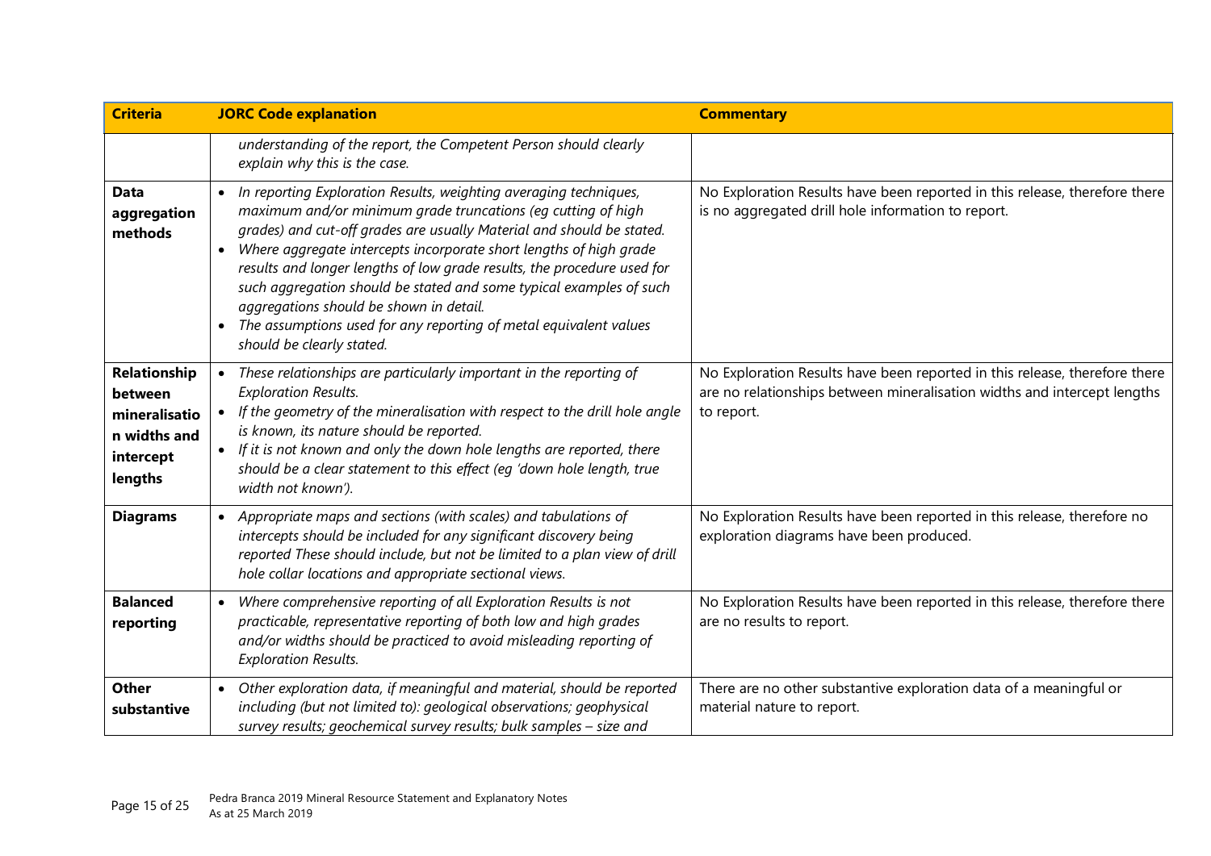| Criteria | JORC Code explanation | Commentary |
|---|---|---|
| | *understanding of the report, the Competent Person should clearly explain why this is the case.* | |
| **Data aggregation methods** | • *In reporting Exploration Results, weighting averaging techniques, maximum and/or minimum grade truncations (eg cutting of high grades) and cut-off grades are usually Material and should be stated.* <br> • *Where aggregate intercepts incorporate short lengths of high grade results and longer lengths of low grade results, the procedure used for such aggregation should be stated and some typical examples of such aggregations should be shown in detail.* <br> • *The assumptions used for any reporting of metal equivalent values should be clearly stated.* | No Exploration Results have been reported in this release, therefore there is no aggregated drill hole information to report. |
| **Relationship between mineralisation widths and intercept lengths** | • *These relationships are particularly important in the reporting of Exploration Results.* <br> • *If the geometry of the mineralisation with respect to the drill hole angle is known, its nature should be reported.* <br> • *If it is not known and only the down hole lengths are reported, there should be a clear statement to this effect (eg 'down hole length, true width not known').* | No Exploration Results have been reported in this release, therefore there are no relationships between mineralisation widths and intercept lengths to report. |
| **Diagrams** | • *Appropriate maps and sections (with scales) and tabulations of intercepts should be included for any significant discovery being reported These should include, but not be limited to a plan view of drill hole collar locations and appropriate sectional views.* | No Exploration Results have been reported in this release, therefore no exploration diagrams have been produced. |
| **Balanced reporting** | • *Where comprehensive reporting of all Exploration Results is not practicable, representative reporting of both low and high grades and/or widths should be practiced to avoid misleading reporting of Exploration Results.* | No Exploration Results have been reported in this release, therefore there are no results to report. |
| **Other substantive** | • *Other exploration data, if meaningful and material, should be reported including (but not limited to): geological observations; geophysical survey results; geochemical survey results; bulk samples – size and* | There are no other substantive exploration data of a meaningful or material nature to report. |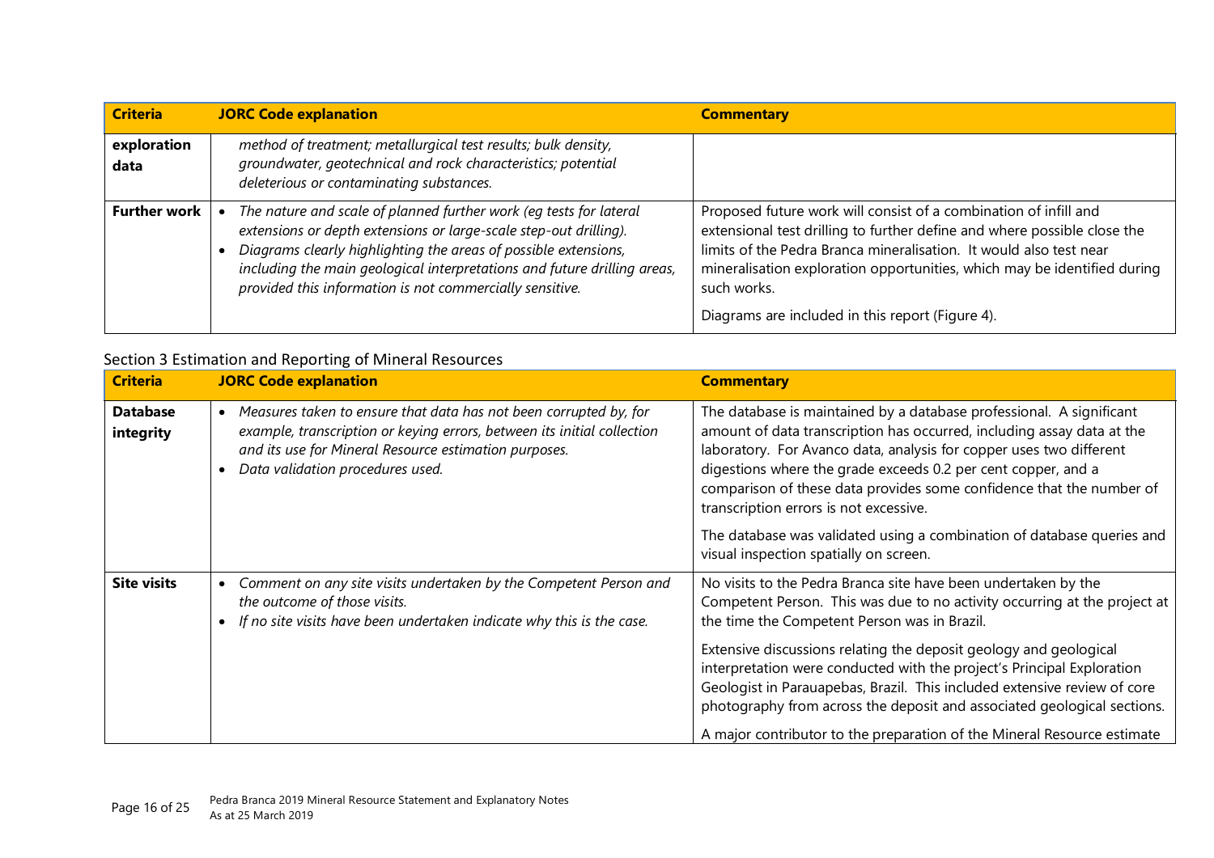| Criteria | JORC Code explanation | Commentary |
|---|---|---|
| **exploration data** | *method of treatment; metallurgical test results; bulk density, groundwater, geotechnical and rock characteristics; potential deleterious or contaminating substances.* | |
| **Further work** | • *The nature and scale of planned further work (eg tests for lateral extensions or depth extensions or large-scale step-out drilling).*<br>• *Diagrams clearly highlighting the areas of possible extensions, including the main geological interpretations and future drilling areas, provided this information is not commercially sensitive.* | Proposed future work will consist of a combination of infill and extensional test drilling to further define and where possible close the limits of the Pedra Branca mineralisation. It would also test near mineralisation exploration opportunities, which may be identified during such works.<br><br>Diagrams are included in this report (Figure 4). |

## Section 3 Estimation and Reporting of Mineral Resources

| Criteria | JORC Code explanation | Commentary |
|---|---|---|
| **Database integrity** | • *Measures taken to ensure that data has not been corrupted by, for example, transcription or keying errors, between its initial collection and its use for Mineral Resource estimation purposes.*<br>• *Data validation procedures used.* | The database is maintained by a database professional. A significant amount of data transcription has occurred, including assay data at the laboratory. For Avanco data, analysis for copper uses two different digestions where the grade exceeds 0.2 per cent copper, and a comparison of these data provides some confidence that the number of transcription errors is not excessive.<br><br>The database was validated using a combination of database queries and visual inspection spatially on screen. |
| **Site visits** | • *Comment on any site visits undertaken by the Competent Person and the outcome of those visits.*<br>• *If no site visits have been undertaken indicate why this is the case.* | No visits to the Pedra Branca site have been undertaken by the Competent Person. This was due to no activity occurring at the project at the time the Competent Person was in Brazil.<br><br>Extensive discussions relating the deposit geology and geological interpretation were conducted with the project's Principal Exploration Geologist in Parauapebas, Brazil. This included extensive review of core photography from across the deposit and associated geological sections.<br><br>A major contributor to the preparation of the Mineral Resource estimate |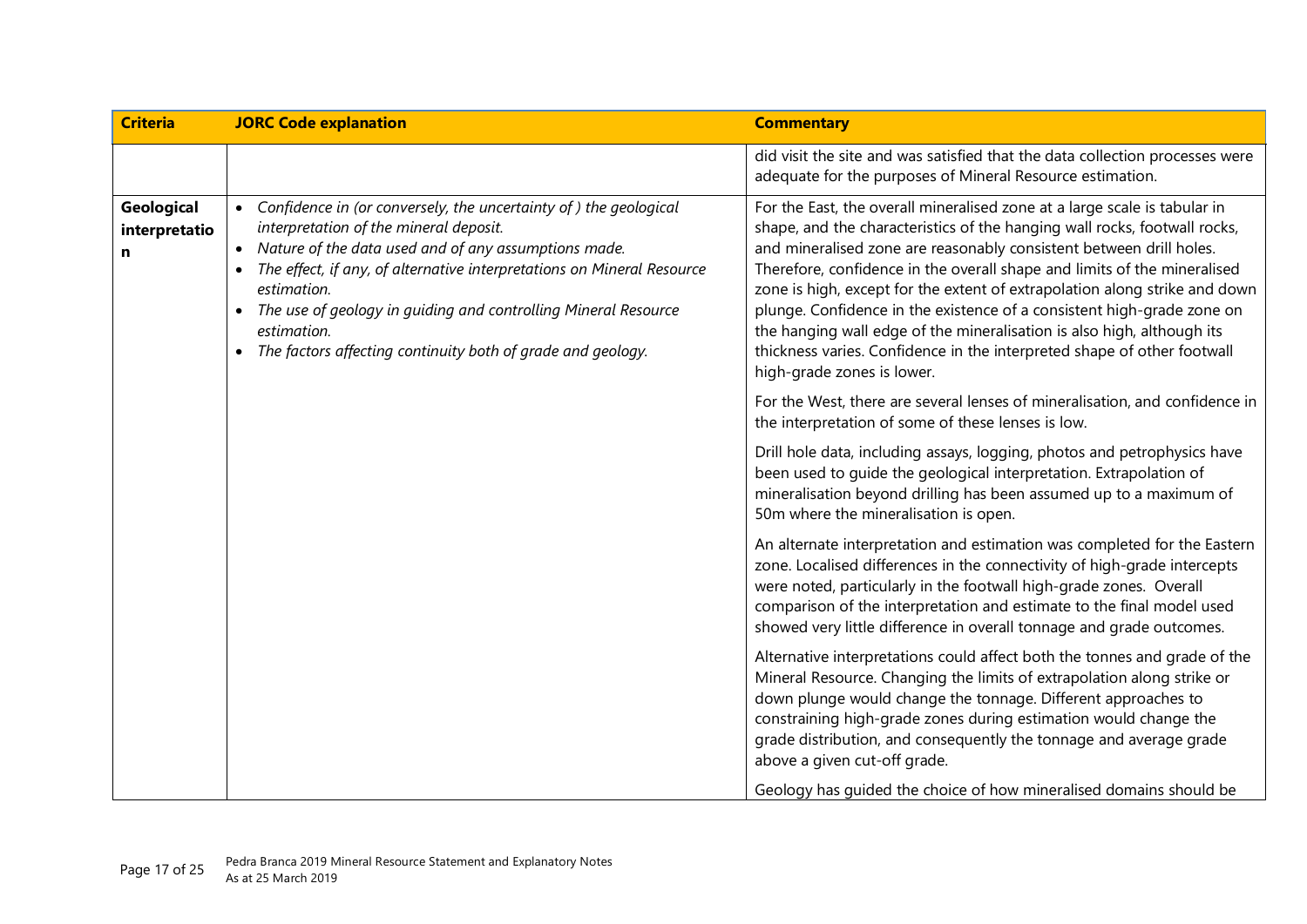| Criteria | JORC Code explanation | Commentary |
|---|---|---|
| | | did visit the site and was satisfied that the data collection processes were adequate for the purposes of Mineral Resource estimation. |
| **Geological interpretation** | • *Confidence in (or conversely, the uncertainty of ) the geological interpretation of the mineral deposit.*<br>• *Nature of the data used and of any assumptions made.*<br>• *The effect, if any, of alternative interpretations on Mineral Resource estimation.*<br>• *The use of geology in guiding and controlling Mineral Resource estimation.*<br>• *The factors affecting continuity both of grade and geology.* | For the East, the overall mineralised zone at a large scale is tabular in shape, and the characteristics of the hanging wall rocks, footwall rocks, and mineralised zone are reasonably consistent between drill holes. Therefore, confidence in the overall shape and limits of the mineralised zone is high, except for the extent of extrapolation along strike and down plunge. Confidence in the existence of a consistent high-grade zone on the hanging wall edge of the mineralisation is also high, although its thickness varies. Confidence in the interpreted shape of other footwall high-grade zones is lower.<br><br>For the West, there are several lenses of mineralisation, and confidence in the interpretation of some of these lenses is low.<br><br>Drill hole data, including assays, logging, photos and petrophysics have been used to guide the geological interpretation. Extrapolation of mineralisation beyond drilling has been assumed up to a maximum of 50m where the mineralisation is open.<br><br>An alternate interpretation and estimation was completed for the Eastern zone. Localised differences in the connectivity of high-grade intercepts were noted, particularly in the footwall high-grade zones. Overall comparison of the interpretation and estimate to the final model used showed very little difference in overall tonnage and grade outcomes.<br><br>Alternative interpretations could affect both the tonnes and grade of the Mineral Resource. Changing the limits of extrapolation along strike or down plunge would change the tonnage. Different approaches to constraining high-grade zones during estimation would change the grade distribution, and consequently the tonnage and average grade above a given cut-off grade.<br><br>Geology has guided the choice of how mineralised domains should be |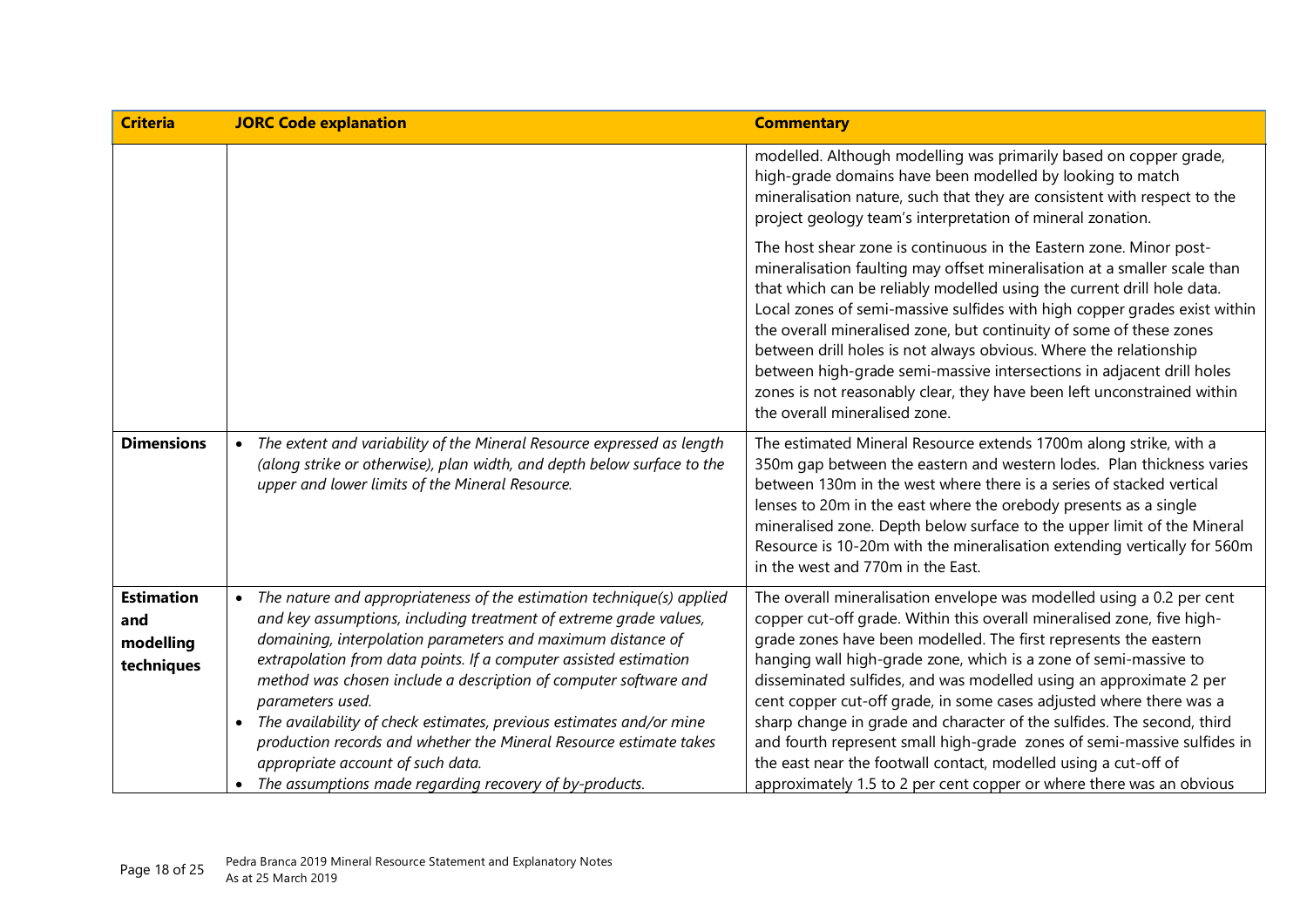| Criteria | JORC Code explanation | Commentary |
|---|---|---|
| | | modelled. Although modelling was primarily based on copper grade, high-grade domains have been modelled by looking to match mineralisation nature, such that they are consistent with respect to the project geology team's interpretation of mineral zonation.<br><br>The host shear zone is continuous in the Eastern zone. Minor post-mineralisation faulting may offset mineralisation at a smaller scale than that which can be reliably modelled using the current drill hole data. Local zones of semi-massive sulfides with high copper grades exist within the overall mineralised zone, but continuity of some of these zones between drill holes is not always obvious. Where the relationship between high-grade semi-massive intersections in adjacent drill holes zones is not reasonably clear, they have been left unconstrained within the overall mineralised zone. |
| **Dimensions** | • *The extent and variability of the Mineral Resource expressed as length (along strike or otherwise), plan width, and depth below surface to the upper and lower limits of the Mineral Resource.* | The estimated Mineral Resource extends 1700m along strike, with a 350m gap between the eastern and western lodes. Plan thickness varies between 130m in the west where there is a series of stacked vertical lenses to 20m in the east where the orebody presents as a single mineralised zone. Depth below surface to the upper limit of the Mineral Resource is 10-20m with the mineralisation extending vertically for 560m in the west and 770m in the East. |
| **Estimation and modelling techniques** | • *The nature and appropriateness of the estimation technique(s) applied and key assumptions, including treatment of extreme grade values, domaining, interpolation parameters and maximum distance of extrapolation from data points. If a computer assisted estimation method was chosen include a description of computer software and parameters used.*<br>• *The availability of check estimates, previous estimates and/or mine production records and whether the Mineral Resource estimate takes appropriate account of such data.*<br>• *The assumptions made regarding recovery of by-products.* | The overall mineralisation envelope was modelled using a 0.2 per cent copper cut-off grade. Within this overall mineralised zone, five high-grade zones have been modelled. The first represents the eastern hanging wall high-grade zone, which is a zone of semi-massive to disseminated sulfides, and was modelled using an approximate 2 per cent copper cut-off grade, in some cases adjusted where there was a sharp change in grade and character of the sulfides. The second, third and fourth represent small high-grade zones of semi-massive sulfides in the east near the footwall contact, modelled using a cut-off of approximately 1.5 to 2 per cent copper or where there was an obvious |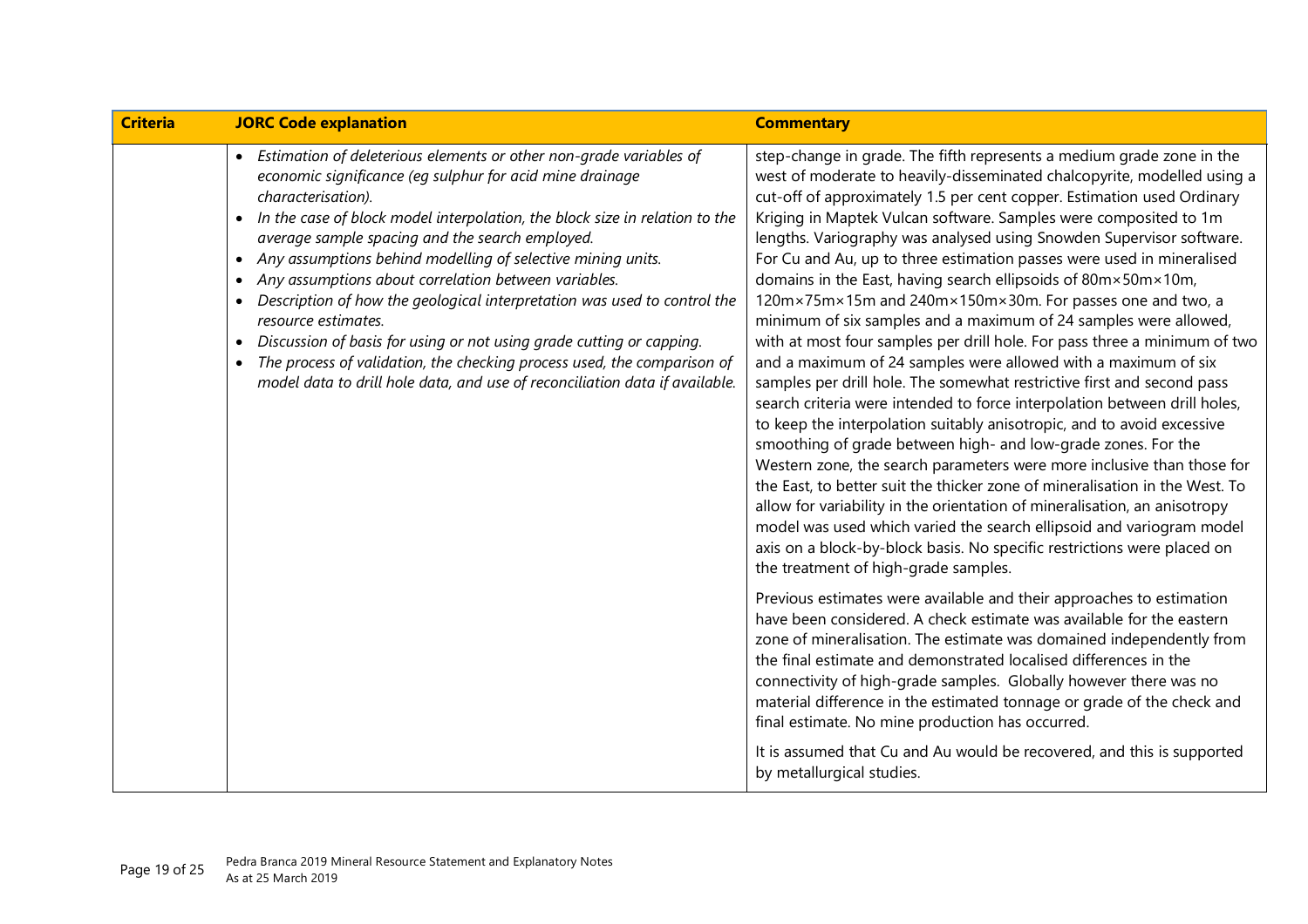| Criteria | JORC Code explanation | Commentary |
|---|---|---|
| | • *Estimation of deleterious elements or other non-grade variables of economic significance (eg sulphur for acid mine drainage characterisation).*<br>• *In the case of block model interpolation, the block size in relation to the average sample spacing and the search employed.*<br>• *Any assumptions behind modelling of selective mining units.*<br>• *Any assumptions about correlation between variables.*<br>• *Description of how the geological interpretation was used to control the resource estimates.*<br>• *Discussion of basis for using or not using grade cutting or capping.*<br>• *The process of validation, the checking process used, the comparison of model data to drill hole data, and use of reconciliation data if available.* | step-change in grade. The fifth represents a medium grade zone in the west of moderate to heavily-disseminated chalcopyrite, modelled using a cut-off of approximately 1.5 per cent copper. Estimation used Ordinary Kriging in Maptek Vulcan software. Samples were composited to 1m lengths. Variography was analysed using Snowden Supervisor software. For Cu and Au, up to three estimation passes were used in mineralised domains in the East, having search ellipsoids of 80m×50m×10m, 120m×75m×15m and 240m×150m×30m. For passes one and two, a minimum of six samples and a maximum of 24 samples were allowed, with at most four samples per drill hole. For pass three a minimum of two and a maximum of 24 samples were allowed with a maximum of six samples per drill hole. The somewhat restrictive first and second pass search criteria were intended to force interpolation between drill holes, to keep the interpolation suitably anisotropic, and to avoid excessive smoothing of grade between high- and low-grade zones. For the Western zone, the search parameters were more inclusive than those for the East, to better suit the thicker zone of mineralisation in the West. To allow for variability in the orientation of mineralisation, an anisotropy model was used which varied the search ellipsoid and variogram model axis on a block-by-block basis. No specific restrictions were placed on the treatment of high-grade samples.<br><br>Previous estimates were available and their approaches to estimation have been considered. A check estimate was available for the eastern zone of mineralisation. The estimate was domained independently from the final estimate and demonstrated localised differences in the connectivity of high-grade samples. Globally however there was no material difference in the estimated tonnage or grade of the check and final estimate. No mine production has occurred.<br><br>It is assumed that Cu and Au would be recovered, and this is supported by metallurgical studies. |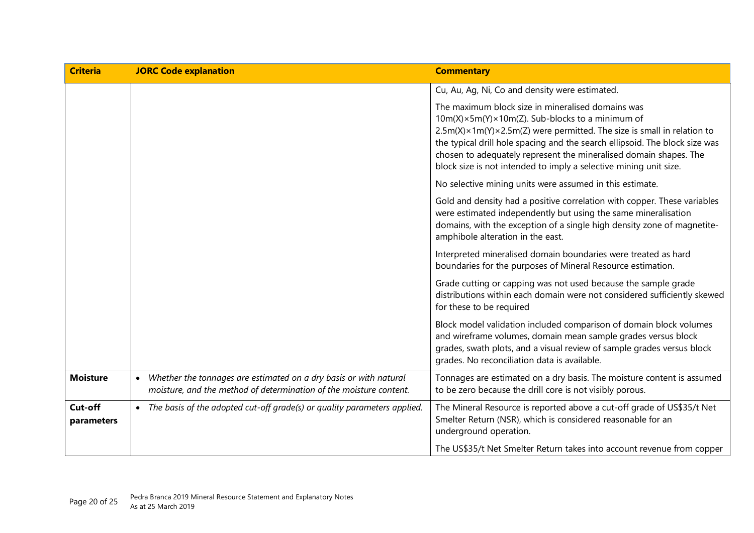| Criteria | JORC Code explanation | Commentary |
|---|---|---|
| | | Cu, Au, Ag, Ni, Co and density were estimated.<br><br>The maximum block size in mineralised domains was 10m(X)×5m(Y)×10m(Z). Sub-blocks to a minimum of 2.5m(X)×1m(Y)×2.5m(Z) were permitted. The size is small in relation to the typical drill hole spacing and the search ellipsoid. The block size was chosen to adequately represent the mineralised domain shapes. The block size is not intended to imply a selective mining unit size.<br><br>No selective mining units were assumed in this estimate.<br><br>Gold and density had a positive correlation with copper. These variables were estimated independently but using the same mineralisation domains, with the exception of a single high density zone of magnetite-amphibole alteration in the east.<br><br>Interpreted mineralised domain boundaries were treated as hard boundaries for the purposes of Mineral Resource estimation.<br><br>Grade cutting or capping was not used because the sample grade distributions within each domain were not considered sufficiently skewed for these to be required<br><br>Block model validation included comparison of domain block volumes and wireframe volumes, domain mean sample grades versus block grades, swath plots, and a visual review of sample grades versus block grades. No reconciliation data is available. |
| **Moisture** | • *Whether the tonnages are estimated on a dry basis or with natural moisture, and the method of determination of the moisture content.* | Tonnages are estimated on a dry basis. The moisture content is assumed to be zero because the drill core is not visibly porous. |
| **Cut-off parameters** | • *The basis of the adopted cut-off grade(s) or quality parameters applied.* | The Mineral Resource is reported above a cut-off grade of US$35/t Net Smelter Return (NSR), which is considered reasonable for an underground operation.<br><br>The US$35/t Net Smelter Return takes into account revenue from copper |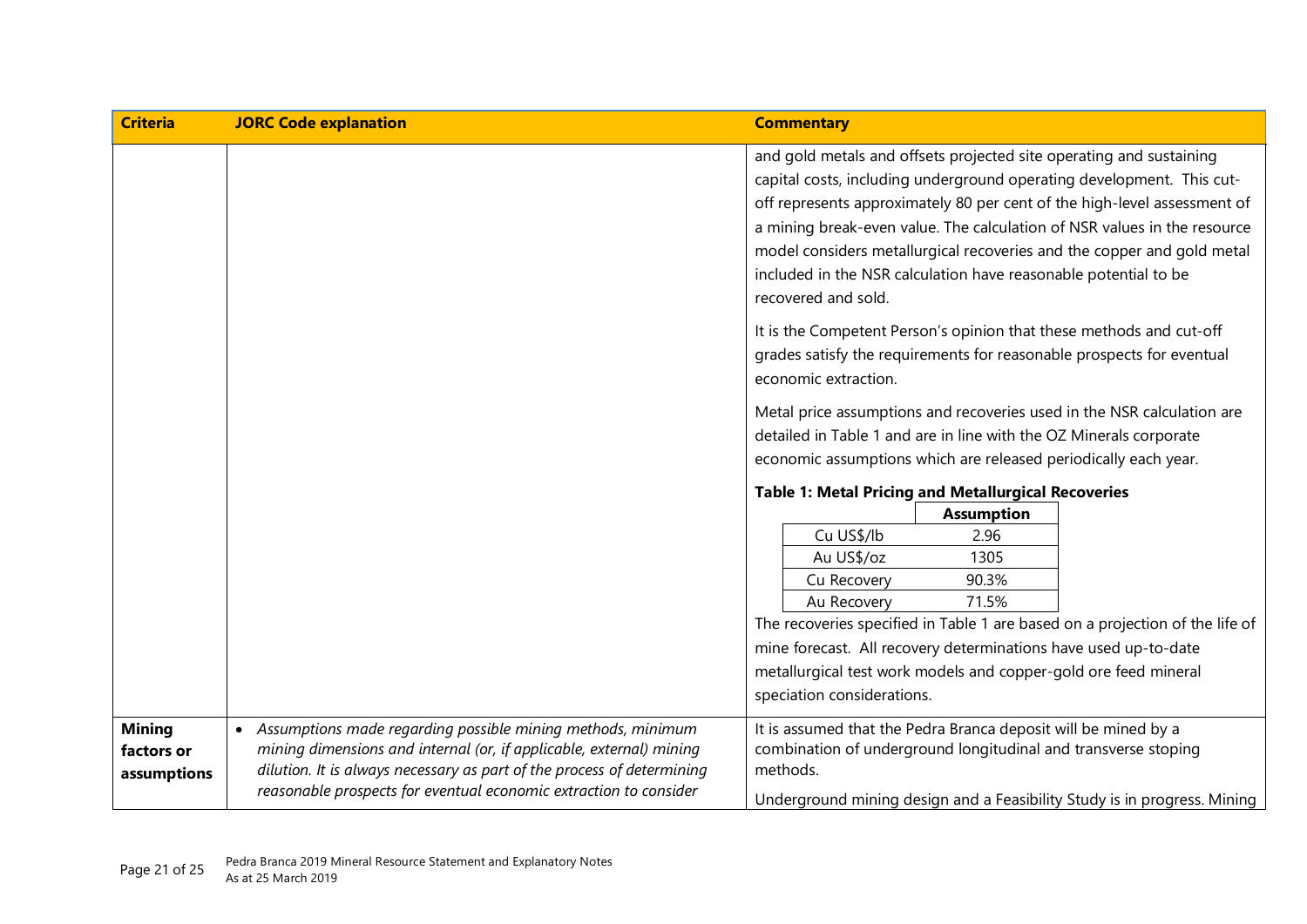| Criteria | JORC Code explanation | Commentary |
|---|---|---|
| | | and gold metals and offsets projected site operating and sustaining capital costs, including underground operating development. This cut-off represents approximately 80 per cent of the high-level assessment of a mining break-even value. The calculation of NSR values in the resource model considers metallurgical recoveries and the copper and gold metal included in the NSR calculation have reasonable potential to be recovered and sold.<br><br>It is the Competent Person's opinion that these methods and cut-off grades satisfy the requirements for reasonable prospects for eventual economic extraction.<br><br>Metal price assumptions and recoveries used in the NSR calculation are detailed in Table 1 and are in line with the OZ Minerals corporate economic assumptions which are released periodically each year.<br><br>**Table 1: Metal Pricing and Metallurgical Recoveries**<br><br>\| \| **Assumption** \|<br>\| Cu US$/lb \| 2.96 \|<br>\| Au US$/oz \| 1305 \|<br>\| Cu Recovery \| 90.3% \|<br>\| Au Recovery \| 71.5% \|<br><br>The recoveries specified in Table 1 are based on a projection of the life of mine forecast. All recovery determinations have used up-to-date metallurgical test work models and copper-gold ore feed mineral speciation considerations. |
| **Mining factors or assumptions** | • *Assumptions made regarding possible mining methods, minimum mining dimensions and internal (or, if applicable, external) mining dilution. It is always necessary as part of the process of determining reasonable prospects for eventual economic extraction to consider* | It is assumed that the Pedra Branca deposit will be mined by a combination of underground longitudinal and transverse stoping methods.<br><br>Underground mining design and a Feasibility Study is in progress. Mining |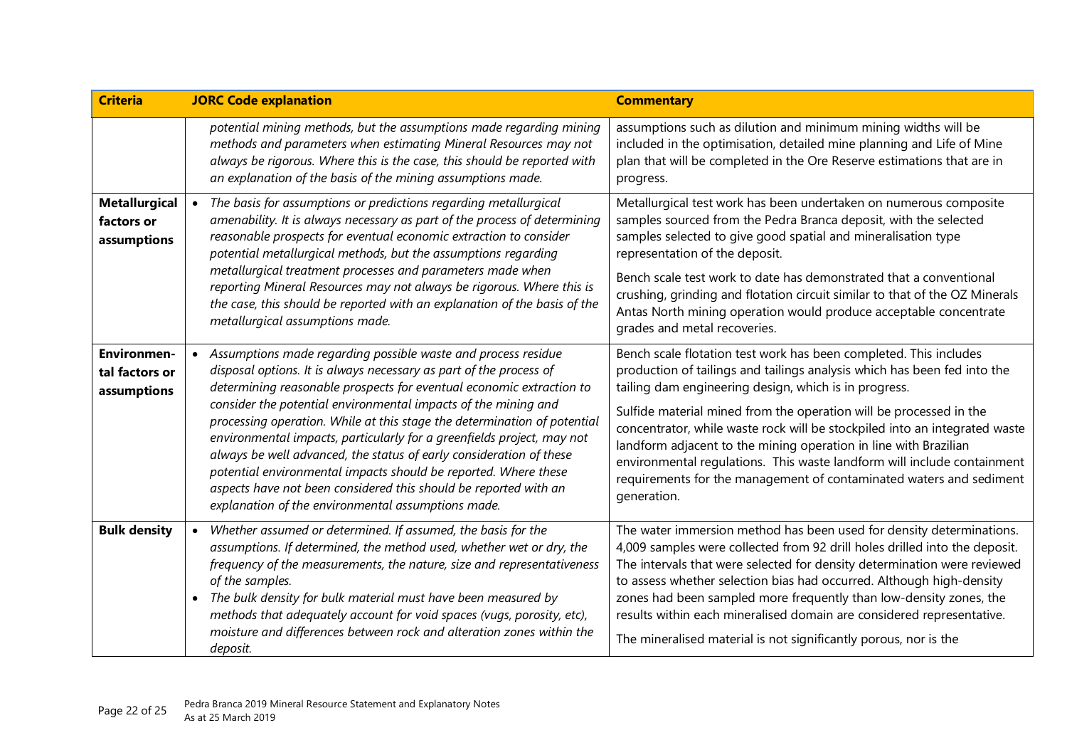| Criteria | JORC Code explanation | Commentary |
|---|---|---|
| | *potential mining methods, but the assumptions made regarding mining methods and parameters when estimating Mineral Resources may not always be rigorous. Where this is the case, this should be reported with an explanation of the basis of the mining assumptions made.* | assumptions such as dilution and minimum mining widths will be included in the optimisation, detailed mine planning and Life of Mine plan that will be completed in the Ore Reserve estimations that are in progress. |
| **Metallurgical factors or assumptions** | • *The basis for assumptions or predictions regarding metallurgical amenability. It is always necessary as part of the process of determining reasonable prospects for eventual economic extraction to consider potential metallurgical methods, but the assumptions regarding metallurgical treatment processes and parameters made when reporting Mineral Resources may not always be rigorous. Where this is the case, this should be reported with an explanation of the basis of the metallurgical assumptions made.* | Metallurgical test work has been undertaken on numerous composite samples sourced from the Pedra Branca deposit, with the selected samples selected to give good spatial and mineralisation type representation of the deposit.<br><br>Bench scale test work to date has demonstrated that a conventional crushing, grinding and flotation circuit similar to that of the OZ Minerals Antas North mining operation would produce acceptable concentrate grades and metal recoveries. |
| **Environmental factors or assumptions** | • *Assumptions made regarding possible waste and process residue disposal options. It is always necessary as part of the process of determining reasonable prospects for eventual economic extraction to consider the potential environmental impacts of the mining and processing operation. While at this stage the determination of potential environmental impacts, particularly for a greenfields project, may not always be well advanced, the status of early consideration of these potential environmental impacts should be reported. Where these aspects have not been considered this should be reported with an explanation of the environmental assumptions made.* | Bench scale flotation test work has been completed. This includes production of tailings and tailings analysis which has been fed into the tailing dam engineering design, which is in progress.<br><br>Sulfide material mined from the operation will be processed in the concentrator, while waste rock will be stockpiled into an integrated waste landform adjacent to the mining operation in line with Brazilian environmental regulations. This waste landform will include containment requirements for the management of contaminated waters and sediment generation. |
| **Bulk density** | • *Whether assumed or determined. If assumed, the basis for the assumptions. If determined, the method used, whether wet or dry, the frequency of the measurements, the nature, size and representativeness of the samples.*<br>• *The bulk density for bulk material must have been measured by methods that adequately account for void spaces (vugs, porosity, etc), moisture and differences between rock and alteration zones within the deposit.* | The water immersion method has been used for density determinations. 4,009 samples were collected from 92 drill holes drilled into the deposit. The intervals that were selected for density determination were reviewed to assess whether selection bias had occurred. Although high-density zones had been sampled more frequently than low-density zones, the results within each mineralised domain are considered representative.<br><br>The mineralised material is not significantly porous, nor is the |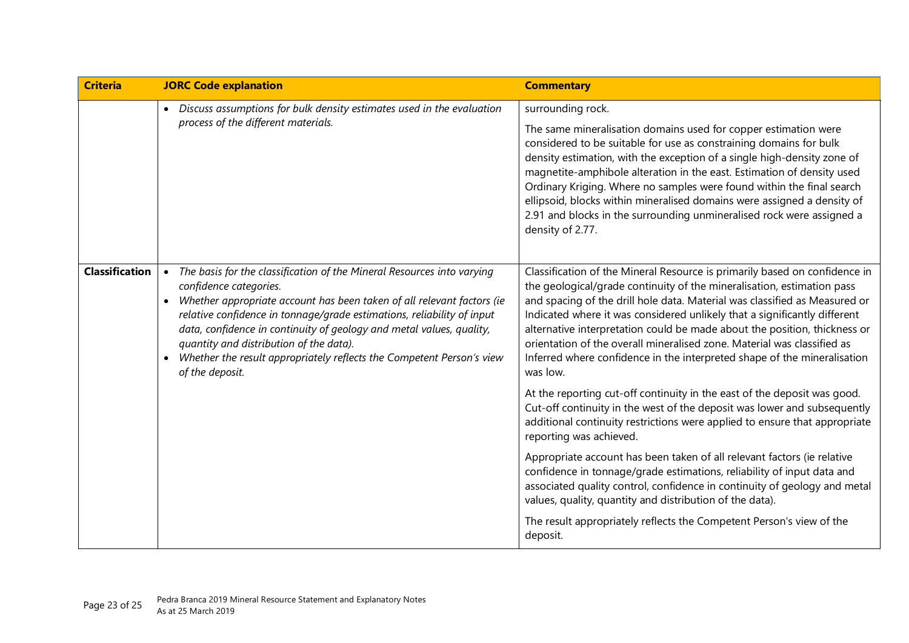| Criteria | JORC Code explanation | Commentary |
|---|---|---|
| | • *Discuss assumptions for bulk density estimates used in the evaluation process of the different materials.* | surrounding rock.<br><br>The same mineralisation domains used for copper estimation were considered to be suitable for use as constraining domains for bulk density estimation, with the exception of a single high-density zone of magnetite-amphibole alteration in the east. Estimation of density used Ordinary Kriging. Where no samples were found within the final search ellipsoid, blocks within mineralised domains were assigned a density of 2.91 and blocks in the surrounding unmineralised rock were assigned a density of 2.77. |
| **Classification** | • *The basis for the classification of the Mineral Resources into varying confidence categories.*<br>• *Whether appropriate account has been taken of all relevant factors (ie relative confidence in tonnage/grade estimations, reliability of input data, confidence in continuity of geology and metal values, quality, quantity and distribution of the data).*<br>• *Whether the result appropriately reflects the Competent Person's view of the deposit.* | Classification of the Mineral Resource is primarily based on confidence in the geological/grade continuity of the mineralisation, estimation pass and spacing of the drill hole data. Material was classified as Measured or Indicated where it was considered unlikely that a significantly different alternative interpretation could be made about the position, thickness or orientation of the overall mineralised zone. Material was classified as Inferred where confidence in the interpreted shape of the mineralisation was low.<br><br>At the reporting cut-off continuity in the east of the deposit was good. Cut-off continuity in the west of the deposit was lower and subsequently additional continuity restrictions were applied to ensure that appropriate reporting was achieved.<br><br>Appropriate account has been taken of all relevant factors (ie relative confidence in tonnage/grade estimations, reliability of input data and associated quality control, confidence in continuity of geology and metal values, quality, quantity and distribution of the data).<br><br>The result appropriately reflects the Competent Person's view of the deposit. |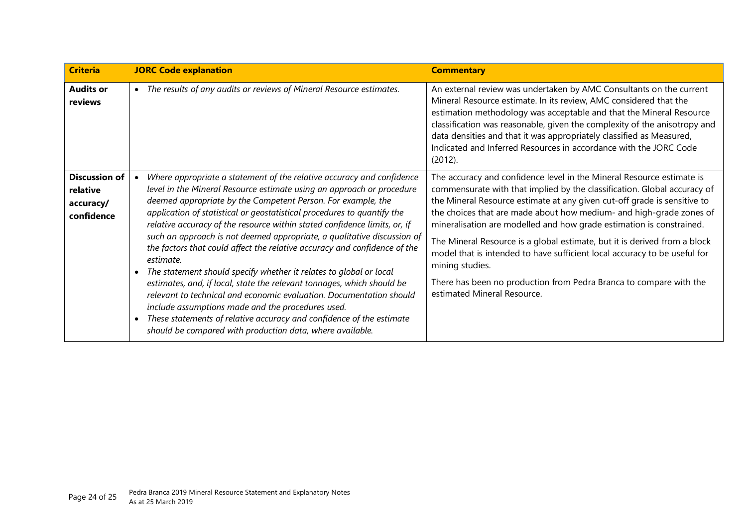| Criteria | JORC Code explanation | Commentary |
| --- | --- | --- |
| **Audits or reviews** | • *The results of any audits or reviews of Mineral Resource estimates.* | An external review was undertaken by AMC Consultants on the current Mineral Resource estimate. In its review, AMC considered that the estimation methodology was acceptable and that the Mineral Resource classification was reasonable, given the complexity of the anisotropy and data densities and that it was appropriately classified as Measured, Indicated and Inferred Resources in accordance with the JORC Code (2012). |
| **Discussion of relative accuracy/ confidence** | • *Where appropriate a statement of the relative accuracy and confidence level in the Mineral Resource estimate using an approach or procedure deemed appropriate by the Competent Person. For example, the application of statistical or geostatistical procedures to quantify the relative accuracy of the resource within stated confidence limits, or, if such an approach is not deemed appropriate, a qualitative discussion of the factors that could affect the relative accuracy and confidence of the estimate.*<br>• *The statement should specify whether it relates to global or local estimates, and, if local, state the relevant tonnages, which should be relevant to technical and economic evaluation. Documentation should include assumptions made and the procedures used.*<br>• *These statements of relative accuracy and confidence of the estimate should be compared with production data, where available.* | The accuracy and confidence level in the Mineral Resource estimate is commensurate with that implied by the classification. Global accuracy of the Mineral Resource estimate at any given cut-off grade is sensitive to the choices that are made about how medium- and high-grade zones of mineralisation are modelled and how grade estimation is constrained.<br><br>The Mineral Resource is a global estimate, but it is derived from a block model that is intended to have sufficient local accuracy to be useful for mining studies.<br><br>There has been no production from Pedra Branca to compare with the estimated Mineral Resource. |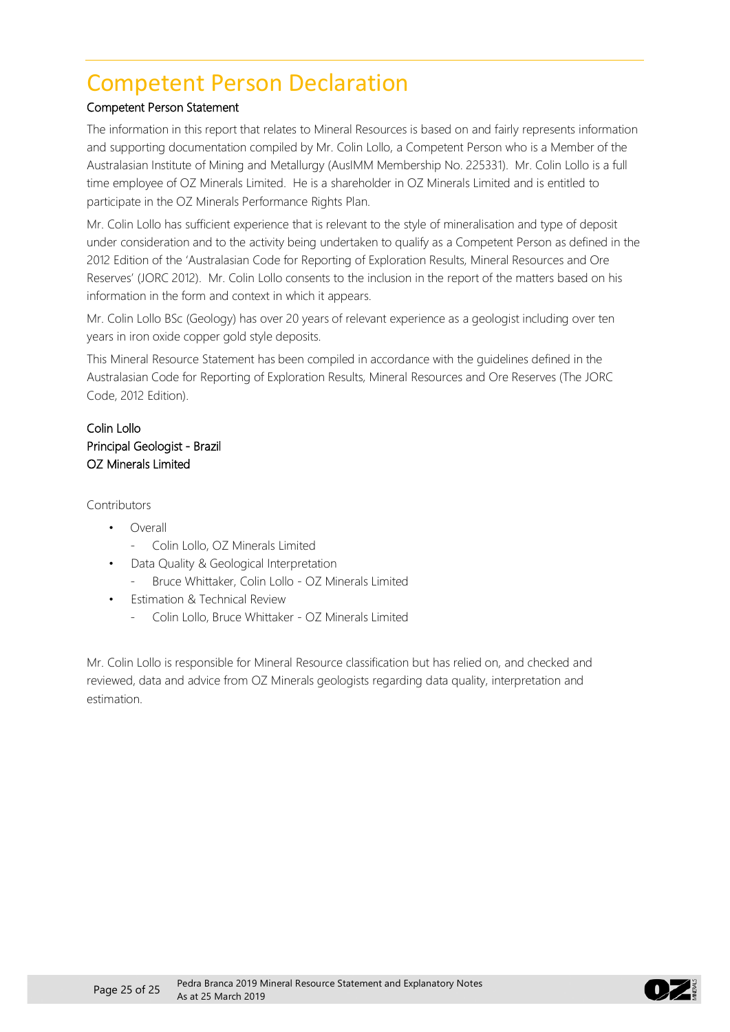# Competent Person Declaration

## Competent Person Statement

The information in this report that relates to Mineral Resources is based on and fairly represents information and supporting documentation compiled by Mr. Colin Lollo, a Competent Person who is a Member of the Australasian Institute of Mining and Metallurgy (AusIMM Membership No. 225331). Mr. Colin Lollo is a full time employee of OZ Minerals Limited. He is a shareholder in OZ Minerals Limited and is entitled to participate in the OZ Minerals Performance Rights Plan.

Mr. Colin Lollo has sufficient experience that is relevant to the style of mineralisation and type of deposit under consideration and to the activity being undertaken to qualify as a Competent Person as defined in the 2012 Edition of the 'Australasian Code for Reporting of Exploration Results, Mineral Resources and Ore Reserves' (JORC 2012). Mr. Colin Lollo consents to the inclusion in the report of the matters based on his information in the form and context in which it appears.

Mr. Colin Lollo BSc (Geology) has over 20 years of relevant experience as a geologist including over ten years in iron oxide copper gold style deposits.

This Mineral Resource Statement has been compiled in accordance with the guidelines defined in the Australasian Code for Reporting of Exploration Results, Mineral Resources and Ore Reserves (The JORC Code, 2012 Edition).

Colin Lollo
Principal Geologist - Brazil
OZ Minerals Limited

Contributors

- Overall
  - Colin Lollo, OZ Minerals Limited
- Data Quality & Geological Interpretation
  - Bruce Whittaker, Colin Lollo - OZ Minerals Limited
- Estimation & Technical Review
  - Colin Lollo, Bruce Whittaker - OZ Minerals Limited

Mr. Colin Lollo is responsible for Mineral Resource classification but has relied on, and checked and reviewed, data and advice from OZ Minerals geologists regarding data quality, interpretation and estimation.